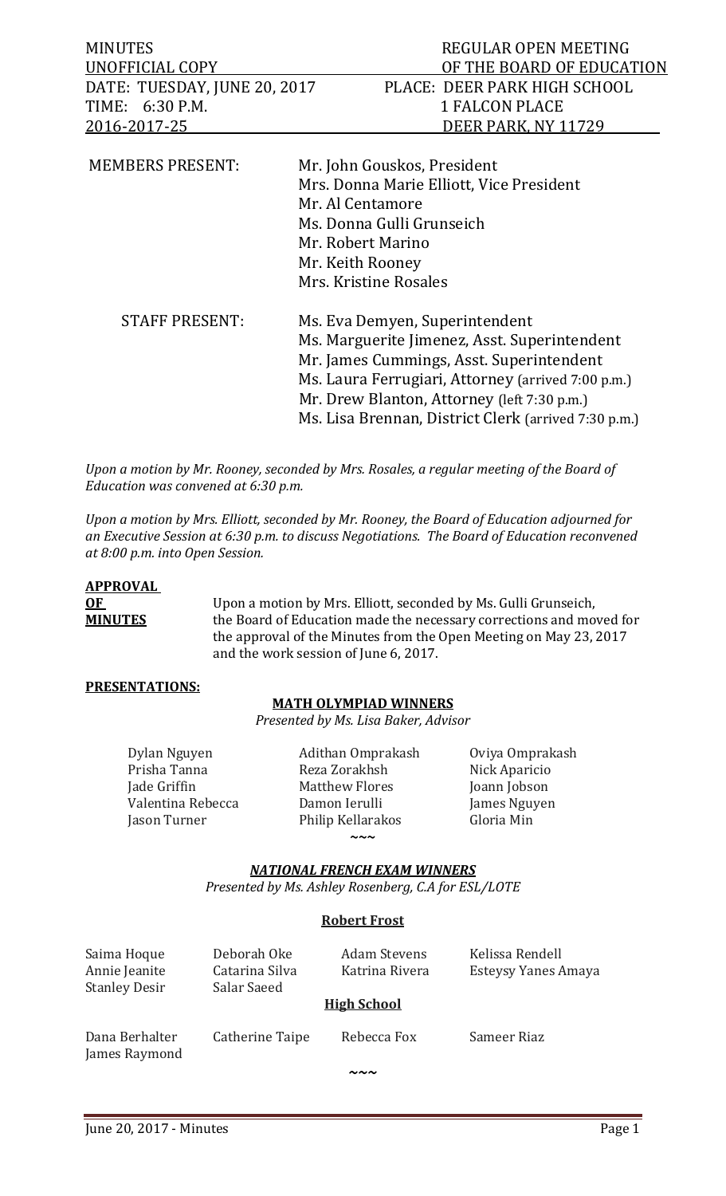| MINUTES | REGULAR OPEN MEETING |
|---|---|
| UNOFFICIAL COPY | OF THE BOARD OF EDUCATION |
| DATE: TUESDAY, JUNE 20, 2017 | PLACE: DEER PARK HIGH SCHOOL |
| TIME: 6:30 P.M. | 1 FALCON PLACE |
| 2016-2017-25 | DEER PARK, NY 11729 |

MEMBERS PRESENT:
- Mr. John Gouskos, President
- Mrs. Donna Marie Elliott, Vice President
- Mr. Al Centamore
- Ms. Donna Gulli Grunseich
- Mr. Robert Marino
- Mr. Keith Rooney
- Mrs. Kristine Rosales

STAFF PRESENT:
- Ms. Eva Demyen, Superintendent
- Ms. Marguerite Jimenez, Asst. Superintendent
- Mr. James Cummings, Asst. Superintendent
- Ms. Laura Ferrugiari, Attorney (arrived 7:00 p.m.)
- Mr. Drew Blanton, Attorney (left 7:30 p.m.)
- Ms. Lisa Brennan, District Clerk (arrived 7:30 p.m.)

*Upon a motion by Mr. Rooney, seconded by Mrs. Rosales, a regular meeting of the Board of Education was convened at 6:30 p.m.*

*Upon a motion by Mrs. Elliott, seconded by Mr. Rooney, the Board of Education adjourned for an Executive Session at 6:30 p.m. to discuss Negotiations. The Board of Education reconvened at 8:00 p.m. into Open Session.*

**APPROVAL OF MINUTES**

Upon a motion by Mrs. Elliott, seconded by Ms. Gulli Grunseich, the Board of Education made the necessary corrections and moved for the approval of the Minutes from the Open Meeting on May 23, 2017 and the work session of June 6, 2017.

**PRESENTATIONS:**

**MATH OLYMPIAD WINNERS**

*Presented by Ms. Lisa Baker, Advisor*

| | | |
|---|---|---|
| Dylan Nguyen | Adithan Omprakash | Oviya Omprakash |
| Prisha Tanna | Reza Zorakhsh | Nick Aparicio |
| Jade Griffin | Matthew Flores | Joann Jobson |
| Valentina Rebecca | Damon Ierulli | James Nguyen |
| Jason Turner | Philip Kellarakos | Gloria Min |

~~~

***NATIONAL FRENCH EXAM WINNERS***

*Presented by Ms. Ashley Rosenberg, C.A for ESL/LOTE*

**Robert Frost**

| | | | |
|---|---|---|---|
| Saima Hoque | Deborah Oke | Adam Stevens | Kelissa Rendell |
| Annie Jeanite | Catarina Silva | Katrina Rivera | Esteysy Yanes Amaya |
| Stanley Desir | Salar Saeed | | |

**High School**

| | | | |
|---|---|---|---|
| Dana Berhalter | Catherine Taipe | Rebecca Fox | Sameer Riaz |
| James Raymond | | | |

~~~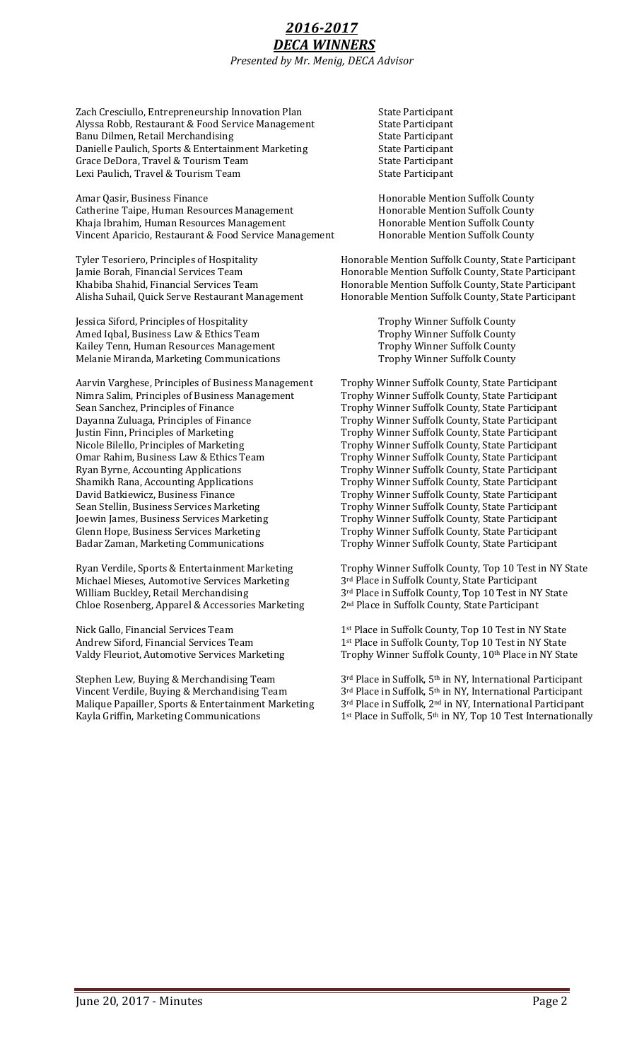# *2016-2017*
# *DECA WINNERS*

*Presented by Mr. Menig, DECA Advisor*

| Name, Event | Award |
|---|---|
| Zach Cresciullo, Entrepreneurship Innovation Plan | State Participant |
| Alyssa Robb, Restaurant & Food Service Management | State Participant |
| Banu Dilmen, Retail Merchandising | State Participant |
| Danielle Paulich, Sports & Entertainment Marketing | State Participant |
| Grace DeDora, Travel & Tourism Team | State Participant |
| Lexi Paulich, Travel & Tourism Team | State Participant |
| Amar Qasir, Business Finance | Honorable Mention Suffolk County |
| Catherine Taipe, Human Resources Management | Honorable Mention Suffolk County |
| Khaja Ibrahim, Human Resources Management | Honorable Mention Suffolk County |
| Vincent Aparicio, Restaurant & Food Service Management | Honorable Mention Suffolk County |
| Tyler Tesoriero, Principles of Hospitality | Honorable Mention Suffolk County, State Participant |
| Jamie Borah, Financial Services Team | Honorable Mention Suffolk County, State Participant |
| Khabiba Shahid, Financial Services Team | Honorable Mention Suffolk County, State Participant |
| Alisha Suhail, Quick Serve Restaurant Management | Honorable Mention Suffolk County, State Participant |
| Jessica Siford, Principles of Hospitality | Trophy Winner Suffolk County |
| Amed Iqbal, Business Law & Ethics Team | Trophy Winner Suffolk County |
| Kailey Tenn, Human Resources Management | Trophy Winner Suffolk County |
| Melanie Miranda, Marketing Communications | Trophy Winner Suffolk County |
| Aarvin Varghese, Principles of Business Management | Trophy Winner Suffolk County, State Participant |
| Nimra Salim, Principles of Business Management | Trophy Winner Suffolk County, State Participant |
| Sean Sanchez, Principles of Finance | Trophy Winner Suffolk County, State Participant |
| Dayanna Zuluaga, Principles of Finance | Trophy Winner Suffolk County, State Participant |
| Justin Finn, Principles of Marketing | Trophy Winner Suffolk County, State Participant |
| Nicole Bilello, Principles of Marketing | Trophy Winner Suffolk County, State Participant |
| Omar Rahim, Business Law & Ethics Team | Trophy Winner Suffolk County, State Participant |
| Ryan Byrne, Accounting Applications | Trophy Winner Suffolk County, State Participant |
| Shamikh Rana, Accounting Applications | Trophy Winner Suffolk County, State Participant |
| David Batkiewicz, Business Finance | Trophy Winner Suffolk County, State Participant |
| Sean Stellin, Business Services Marketing | Trophy Winner Suffolk County, State Participant |
| Joewin James, Business Services Marketing | Trophy Winner Suffolk County, State Participant |
| Glenn Hope, Business Services Marketing | Trophy Winner Suffolk County, State Participant |
| Badar Zaman, Marketing Communications | Trophy Winner Suffolk County, State Participant |
| Ryan Verdile, Sports & Entertainment Marketing | Trophy Winner Suffolk County, Top 10 Test in NY State |
| Michael Mieses, Automotive Services Marketing | 3rd Place in Suffolk County, State Participant |
| William Buckley, Retail Merchandising | 3rd Place in Suffolk County, Top 10 Test in NY State |
| Chloe Rosenberg, Apparel & Accessories Marketing | 2nd Place in Suffolk County, State Participant |
| Nick Gallo, Financial Services Team | 1st Place in Suffolk County, Top 10 Test in NY State |
| Andrew Siford, Financial Services Team | 1st Place in Suffolk County, Top 10 Test in NY State |
| Valdy Fleuriot, Automotive Services Marketing | Trophy Winner Suffolk County, 10th Place in NY State |
| Stephen Lew, Buying & Merchandising Team | 3rd Place in Suffolk, 5th in NY, International Participant |
| Vincent Verdile, Buying & Merchandising Team | 3rd Place in Suffolk, 5th in NY, International Participant |
| Malique Papailler, Sports & Entertainment Marketing | 3rd Place in Suffolk, 2nd in NY, International Participant |
| Kayla Griffin, Marketing Communications | 1st Place in Suffolk, 5th in NY, Top 10 Test Internationally |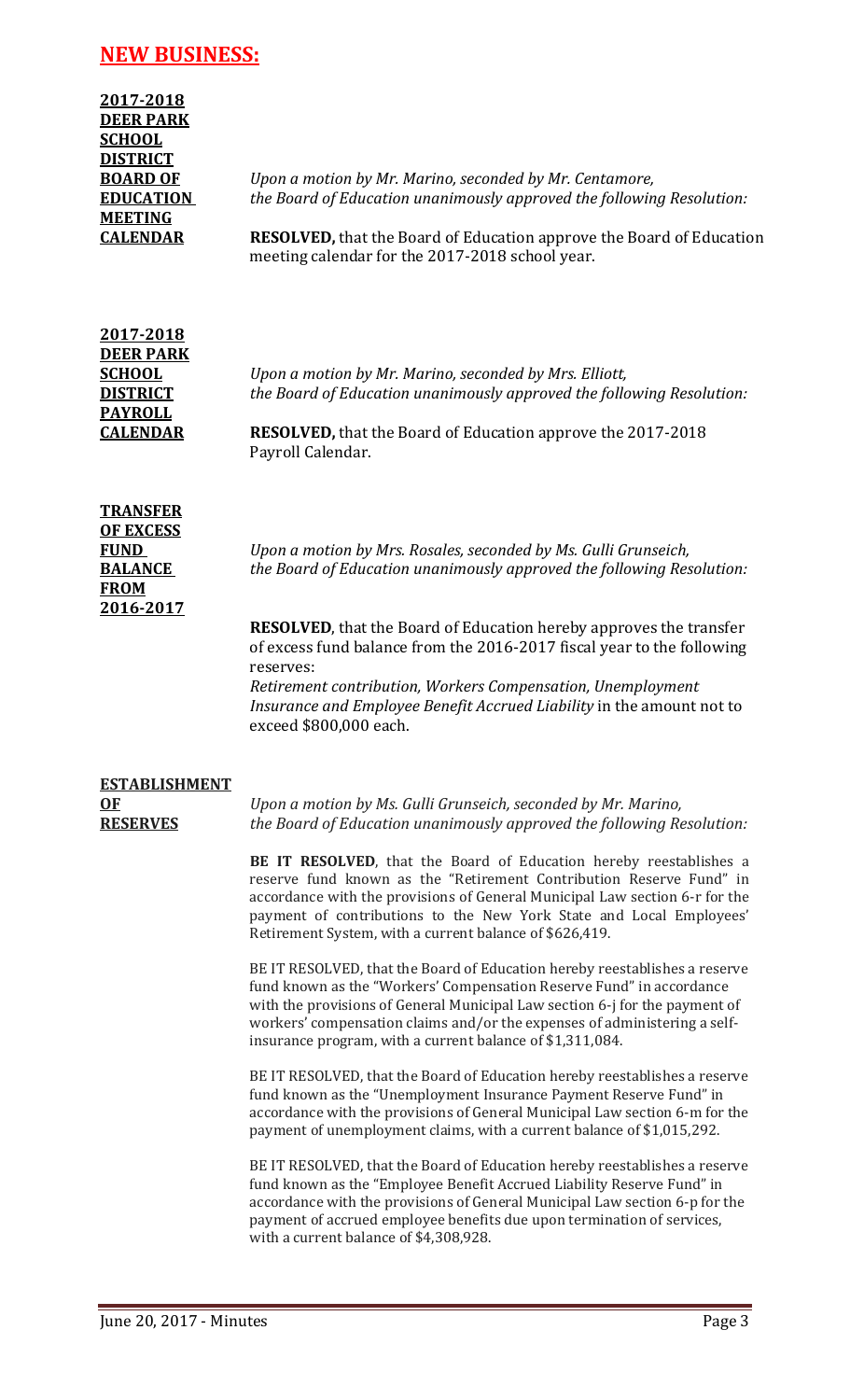## NEW BUSINESS:

**2017-2018 DEER PARK SCHOOL DISTRICT BOARD OF EDUCATION MEETING CALENDAR**

*Upon a motion by Mr. Marino, seconded by Mr. Centamore, the Board of Education unanimously approved the following Resolution:*

**RESOLVED,** that the Board of Education approve the Board of Education meeting calendar for the 2017-2018 school year.

**2017-2018 DEER PARK SCHOOL DISTRICT PAYROLL CALENDAR**

*Upon a motion by Mr. Marino, seconded by Mrs. Elliott, the Board of Education unanimously approved the following Resolution:*

**RESOLVED,** that the Board of Education approve the 2017-2018 Payroll Calendar.

**TRANSFER OF EXCESS FUND BALANCE FROM 2016-2017**

*Upon a motion by Mrs. Rosales, seconded by Ms. Gulli Grunseich, the Board of Education unanimously approved the following Resolution:*

**RESOLVED**, that the Board of Education hereby approves the transfer of excess fund balance from the 2016-2017 fiscal year to the following reserves:
*Retirement contribution, Workers Compensation, Unemployment Insurance and Employee Benefit Accrued Liability* in the amount not to exceed $800,000 each.

**ESTABLISHMENT OF RESERVES**

*Upon a motion by Ms. Gulli Grunseich, seconded by Mr. Marino, the Board of Education unanimously approved the following Resolution:*

**BE IT RESOLVED**, that the Board of Education hereby reestablishes a reserve fund known as the "Retirement Contribution Reserve Fund" in accordance with the provisions of General Municipal Law section 6-r for the payment of contributions to the New York State and Local Employees' Retirement System, with a current balance of $626,419.

BE IT RESOLVED, that the Board of Education hereby reestablishes a reserve fund known as the "Workers' Compensation Reserve Fund" in accordance with the provisions of General Municipal Law section 6-j for the payment of workers' compensation claims and/or the expenses of administering a self-insurance program, with a current balance of $1,311,084.

BE IT RESOLVED, that the Board of Education hereby reestablishes a reserve fund known as the "Unemployment Insurance Payment Reserve Fund" in accordance with the provisions of General Municipal Law section 6-m for the payment of unemployment claims, with a current balance of $1,015,292.

BE IT RESOLVED, that the Board of Education hereby reestablishes a reserve fund known as the "Employee Benefit Accrued Liability Reserve Fund" in accordance with the provisions of General Municipal Law section 6-p for the payment of accrued employee benefits due upon termination of services, with a current balance of $4,308,928.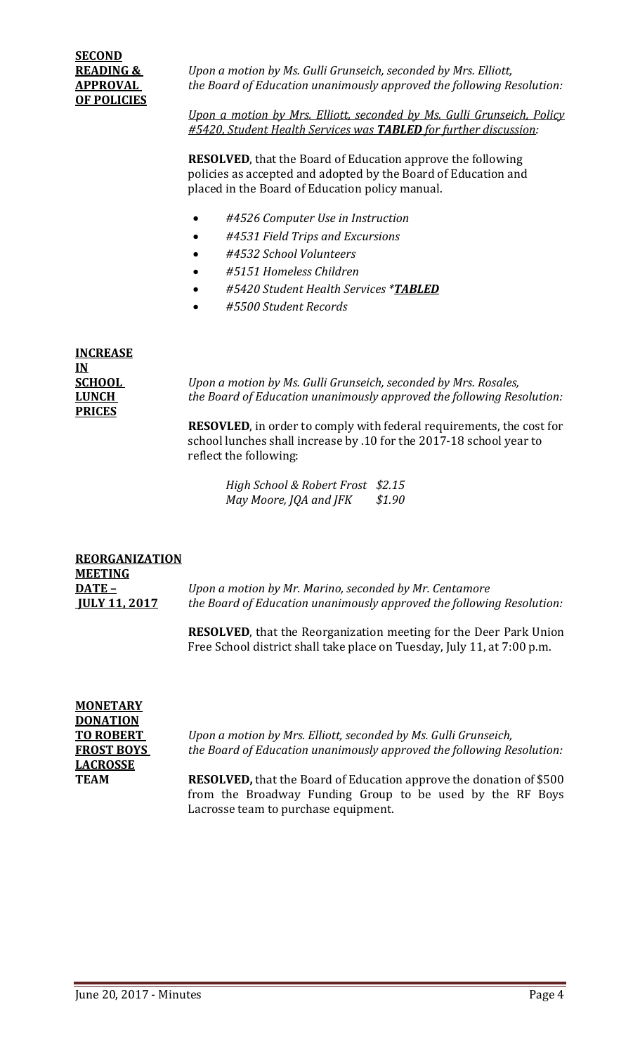**SECOND READING & APPROVAL OF POLICIES**

*Upon a motion by Ms. Gulli Grunseich, seconded by Mrs. Elliott, the Board of Education unanimously approved the following Resolution:*

*Upon a motion by Mrs. Elliott, seconded by Ms. Gulli Grunseich, Policy #5420, Student Health Services was **TABLED** for further discussion:*

**RESOLVED**, that the Board of Education approve the following policies as accepted and adopted by the Board of Education and placed in the Board of Education policy manual.

- *#4526 Computer Use in Instruction*
- *#4531 Field Trips and Excursions*
- *#4532 School Volunteers*
- *#5151 Homeless Children*
- *#5420 Student Health Services \*__TABLED__*
- *#5500 Student Records*

**INCREASE IN SCHOOL LUNCH PRICES**

*Upon a motion by Ms. Gulli Grunseich, seconded by Mrs. Rosales, the Board of Education unanimously approved the following Resolution:*

**RESOVLED**, in order to comply with federal requirements, the cost for school lunches shall increase by .10 for the 2017-18 school year to reflect the following:

*High School & Robert Frost $2.15*
*May Moore, JQA and JFK $1.90*

**REORGANIZATION MEETING DATE – JULY 11, 2017**

*Upon a motion by Mr. Marino, seconded by Mr. Centamore the Board of Education unanimously approved the following Resolution:*

**RESOLVED**, that the Reorganization meeting for the Deer Park Union Free School district shall take place on Tuesday, July 11, at 7:00 p.m.

**MONETARY DONATION TO ROBERT FROST BOYS LACROSSE TEAM**

*Upon a motion by Mrs. Elliott, seconded by Ms. Gulli Grunseich, the Board of Education unanimously approved the following Resolution:*

**RESOLVED,** that the Board of Education approve the donation of $500 from the Broadway Funding Group to be used by the RF Boys Lacrosse team to purchase equipment.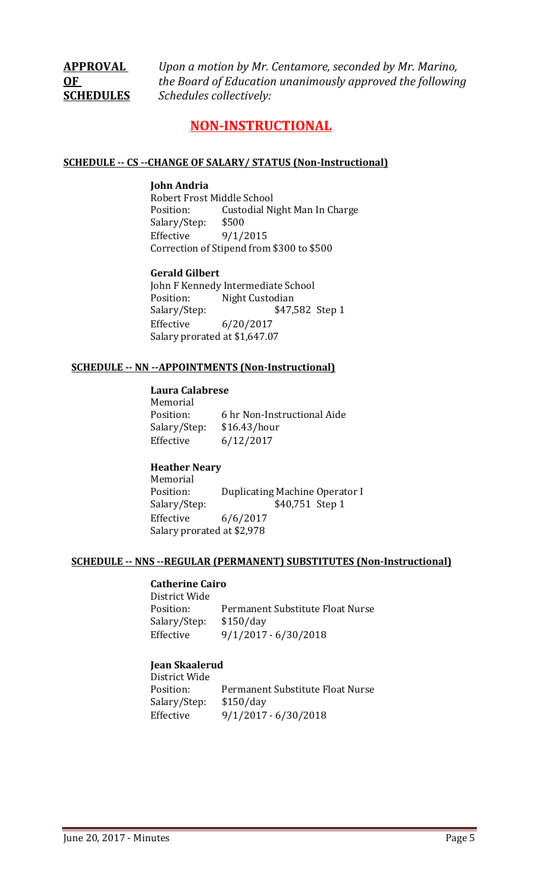**APPROVAL OF SCHEDULES** *Upon a motion by Mr. Centamore, seconded by Mr. Marino, the Board of Education unanimously approved the following Schedules collectively:*

## NON-INSTRUCTIONAL

#### SCHEDULE -- CS --CHANGE OF SALARY/ STATUS (Non-Instructional)

**John Andria**
Robert Frost Middle School
Position: Custodial Night Man In Charge
Salary/Step: $500
Effective 9/1/2015
Correction of Stipend from $300 to $500

**Gerald Gilbert**
John F Kennedy Intermediate School
Position: Night Custodian
Salary/Step: $47,582 Step 1
Effective 6/20/2017
Salary prorated at $1,647.07

#### SCHEDULE -- NN --APPOINTMENTS (Non-Instructional)

**Laura Calabrese**
Memorial
Position: 6 hr Non-Instructional Aide
Salary/Step: $16.43/hour
Effective 6/12/2017

**Heather Neary**
Memorial
Position: Duplicating Machine Operator I
Salary/Step: $40,751 Step 1
Effective 6/6/2017
Salary prorated at $2,978

#### SCHEDULE -- NNS --REGULAR (PERMANENT) SUBSTITUTES (Non-Instructional)

**Catherine Cairo**
District Wide
Position: Permanent Substitute Float Nurse
Salary/Step: $150/day
Effective 9/1/2017 - 6/30/2018

**Jean Skaalerud**
District Wide
Position: Permanent Substitute Float Nurse
Salary/Step: $150/day
Effective 9/1/2017 - 6/30/2018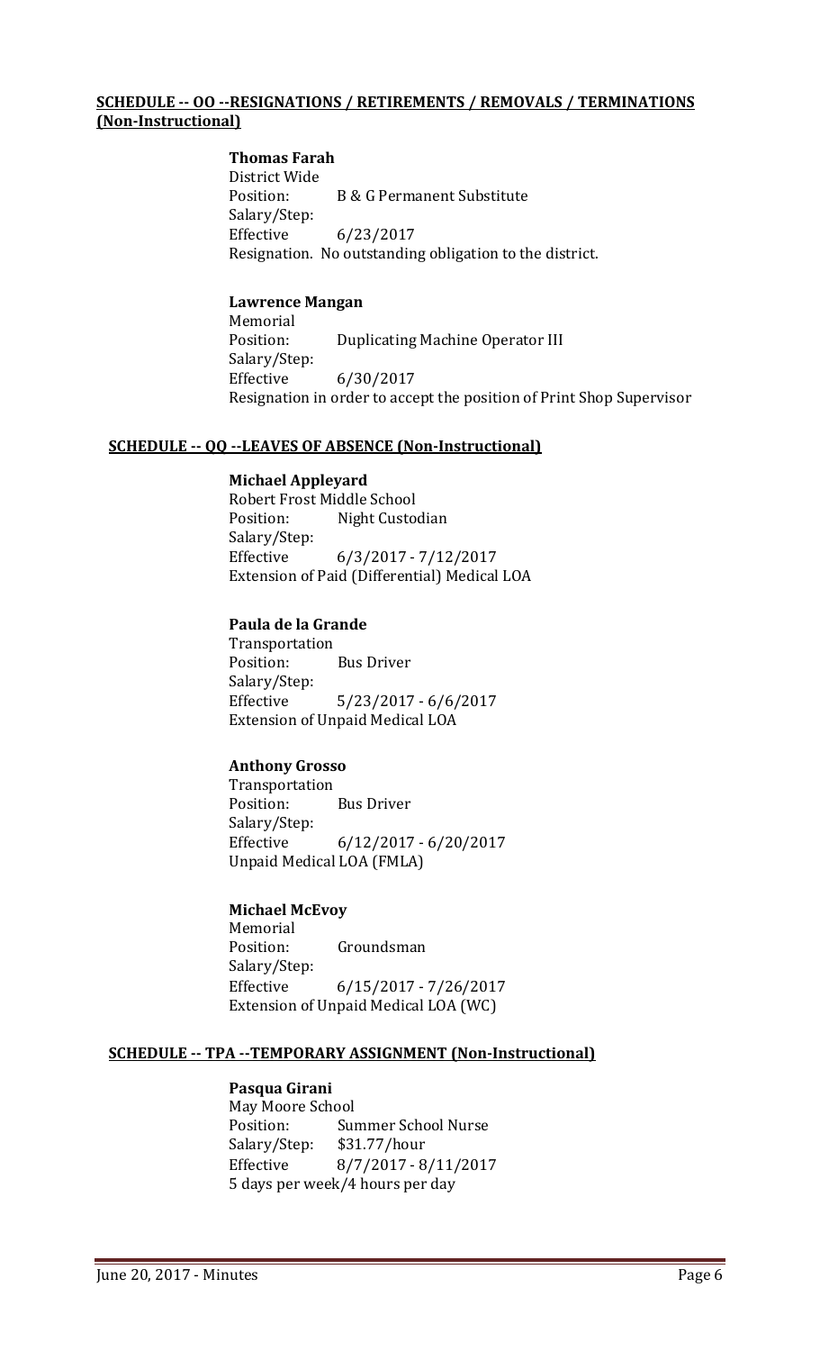## **SCHEDULE -- OO --RESIGNATIONS / RETIREMENTS / REMOVALS / TERMINATIONS (Non-Instructional)**

**Thomas Farah**
District Wide
Position: B & G Permanent Substitute
Salary/Step:
Effective 6/23/2017
Resignation. No outstanding obligation to the district.

**Lawrence Mangan**
Memorial
Position: Duplicating Machine Operator III
Salary/Step:
Effective 6/30/2017
Resignation in order to accept the position of Print Shop Supervisor

## **SCHEDULE -- QQ --LEAVES OF ABSENCE (Non-Instructional)**

**Michael Appleyard**
Robert Frost Middle School
Position: Night Custodian
Salary/Step:
Effective 6/3/2017 - 7/12/2017
Extension of Paid (Differential) Medical LOA

**Paula de la Grande**
Transportation
Position: Bus Driver
Salary/Step:
Effective 5/23/2017 - 6/6/2017
Extension of Unpaid Medical LOA

**Anthony Grosso**
Transportation
Position: Bus Driver
Salary/Step:
Effective 6/12/2017 - 6/20/2017
Unpaid Medical LOA (FMLA)

**Michael McEvoy**
Memorial
Position: Groundsman
Salary/Step:
Effective 6/15/2017 - 7/26/2017
Extension of Unpaid Medical LOA (WC)

## **SCHEDULE -- TPA --TEMPORARY ASSIGNMENT (Non-Instructional)**

**Pasqua Girani**
May Moore School
Position: Summer School Nurse
Salary/Step: $31.77/hour
Effective 8/7/2017 - 8/11/2017
5 days per week/4 hours per day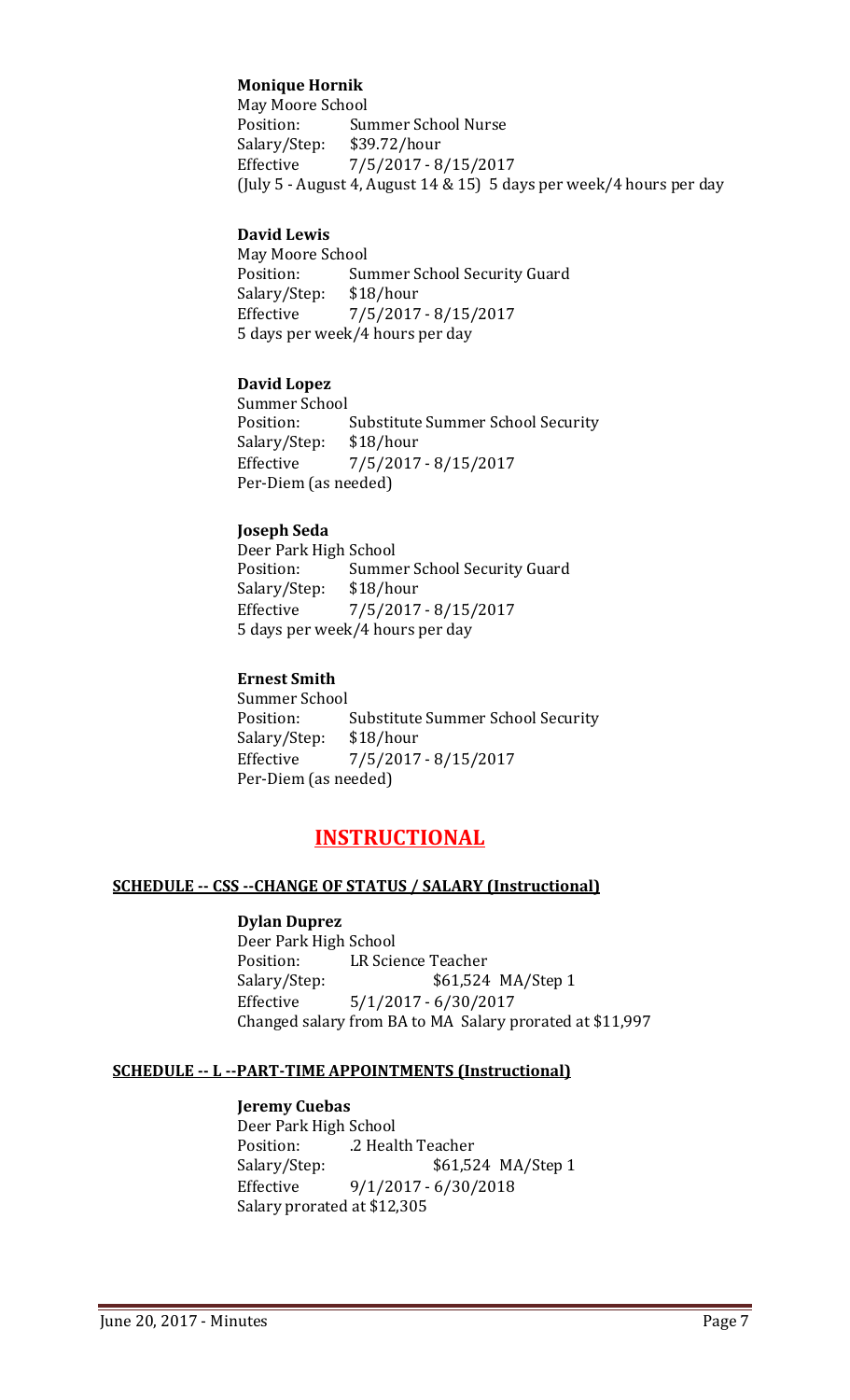**Monique Hornik**
May Moore School
Position: Summer School Nurse
Salary/Step: $39.72/hour
Effective 7/5/2017 - 8/15/2017
(July 5 - August 4, August 14 & 15) 5 days per week/4 hours per day

**David Lewis**
May Moore School
Position: Summer School Security Guard
Salary/Step: $18/hour
Effective 7/5/2017 - 8/15/2017
5 days per week/4 hours per day

**David Lopez**
Summer School
Position: Substitute Summer School Security
Salary/Step: $18/hour
Effective 7/5/2017 - 8/15/2017
Per-Diem (as needed)

**Joseph Seda**
Deer Park High School
Position: Summer School Security Guard
Salary/Step: $18/hour
Effective 7/5/2017 - 8/15/2017
5 days per week/4 hours per day

**Ernest Smith**
Summer School
Position: Substitute Summer School Security
Salary/Step: $18/hour
Effective 7/5/2017 - 8/15/2017
Per-Diem (as needed)

# INSTRUCTIONAL

## SCHEDULE -- CSS --CHANGE OF STATUS / SALARY (Instructional)

**Dylan Duprez**
Deer Park High School
Position: LR Science Teacher
Salary/Step: $61,524 MA/Step 1
Effective 5/1/2017 - 6/30/2017
Changed salary from BA to MA Salary prorated at $11,997

## SCHEDULE -- L --PART-TIME APPOINTMENTS (Instructional)

**Jeremy Cuebas**
Deer Park High School
Position: .2 Health Teacher
Salary/Step: $61,524 MA/Step 1
Effective 9/1/2017 - 6/30/2018
Salary prorated at $12,305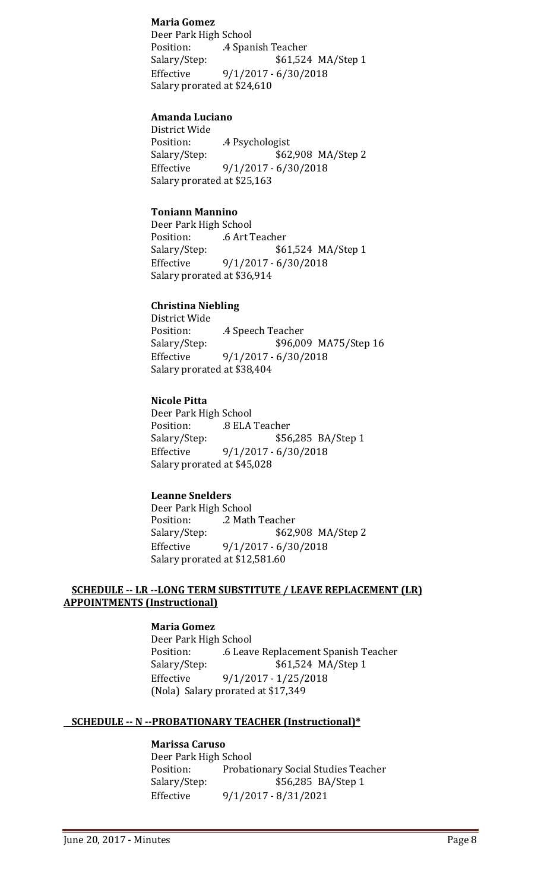**Maria Gomez**
Deer Park High School
Position: .4 Spanish Teacher
Salary/Step: $61,524 MA/Step 1
Effective 9/1/2017 - 6/30/2018
Salary prorated at $24,610

**Amanda Luciano**
District Wide
Position: .4 Psychologist
Salary/Step: $62,908 MA/Step 2
Effective 9/1/2017 - 6/30/2018
Salary prorated at $25,163

**Toniann Mannino**
Deer Park High School
Position: .6 Art Teacher
Salary/Step: $61,524 MA/Step 1
Effective 9/1/2017 - 6/30/2018
Salary prorated at $36,914

**Christina Niebling**
District Wide
Position: .4 Speech Teacher
Salary/Step: $96,009 MA75/Step 16
Effective 9/1/2017 - 6/30/2018
Salary prorated at $38,404

**Nicole Pitta**
Deer Park High School
Position: .8 ELA Teacher
Salary/Step: $56,285 BA/Step 1
Effective 9/1/2017 - 6/30/2018
Salary prorated at $45,028

**Leanne Snelders**
Deer Park High School
Position: .2 Math Teacher
Salary/Step: $62,908 MA/Step 2
Effective 9/1/2017 - 6/30/2018
Salary prorated at $12,581.60

**SCHEDULE -- LR --LONG TERM SUBSTITUTE / LEAVE REPLACEMENT (LR) APPOINTMENTS (Instructional)**

**Maria Gomez**
Deer Park High School
Position: .6 Leave Replacement Spanish Teacher
Salary/Step: $61,524 MA/Step 1
Effective 9/1/2017 - 1/25/2018
(Nola) Salary prorated at $17,349

**SCHEDULE -- N --PROBATIONARY TEACHER (Instructional)***

**Marissa Caruso**
Deer Park High School
Position: Probationary Social Studies Teacher
Salary/Step: $56,285 BA/Step 1
Effective 9/1/2017 - 8/31/2021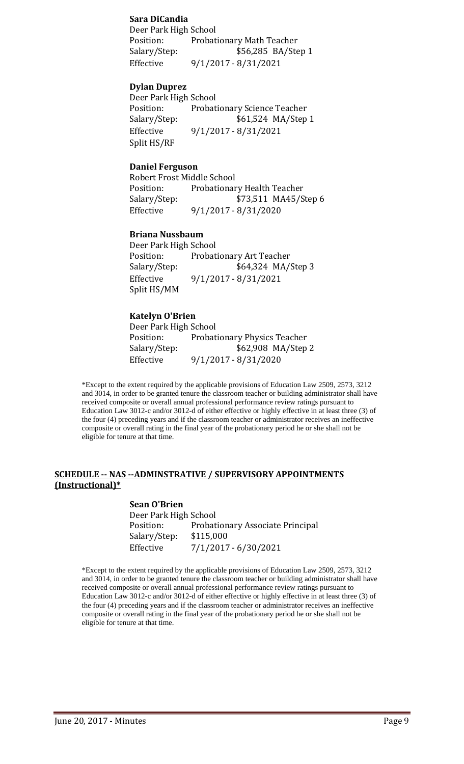**Sara DiCandia**
Deer Park High School
Position: Probationary Math Teacher
Salary/Step: $56,285 BA/Step 1
Effective 9/1/2017 - 8/31/2021

**Dylan Duprez**
Deer Park High School
Position: Probationary Science Teacher
Salary/Step: $61,524 MA/Step 1
Effective 9/1/2017 - 8/31/2021
Split HS/RF

**Daniel Ferguson**
Robert Frost Middle School
Position: Probationary Health Teacher
Salary/Step: $73,511 MA45/Step 6
Effective 9/1/2017 - 8/31/2020

**Briana Nussbaum**
Deer Park High School
Position: Probationary Art Teacher
Salary/Step: $64,324 MA/Step 3
Effective 9/1/2017 - 8/31/2021
Split HS/MM

**Katelyn O'Brien**
Deer Park High School
Position: Probationary Physics Teacher
Salary/Step: $62,908 MA/Step 2
Effective 9/1/2017 - 8/31/2020

*Except to the extent required by the applicable provisions of Education Law 2509, 2573, 3212 and 3014, in order to be granted tenure the classroom teacher or building administrator shall have received composite or overall annual professional performance review ratings pursuant to Education Law 3012-c and/or 3012-d of either effective or highly effective in at least three (3) of the four (4) preceding years and if the classroom teacher or administrator receives an ineffective composite or overall rating in the final year of the probationary period he or she shall not be eligible for tenure at that time.

## SCHEDULE -- NAS --ADMINSTRATIVE / SUPERVISORY APPOINTMENTS (Instructional)*

**Sean O'Brien**
Deer Park High School
Position: Probationary Associate Principal
Salary/Step: $115,000
Effective 7/1/2017 - 6/30/2021

*Except to the extent required by the applicable provisions of Education Law 2509, 2573, 3212 and 3014, in order to be granted tenure the classroom teacher or building administrator shall have received composite or overall annual professional performance review ratings pursuant to Education Law 3012-c and/or 3012-d of either effective or highly effective in at least three (3) of the four (4) preceding years and if the classroom teacher or administrator receives an ineffective composite or overall rating in the final year of the probationary period he or she shall not be eligible for tenure at that time.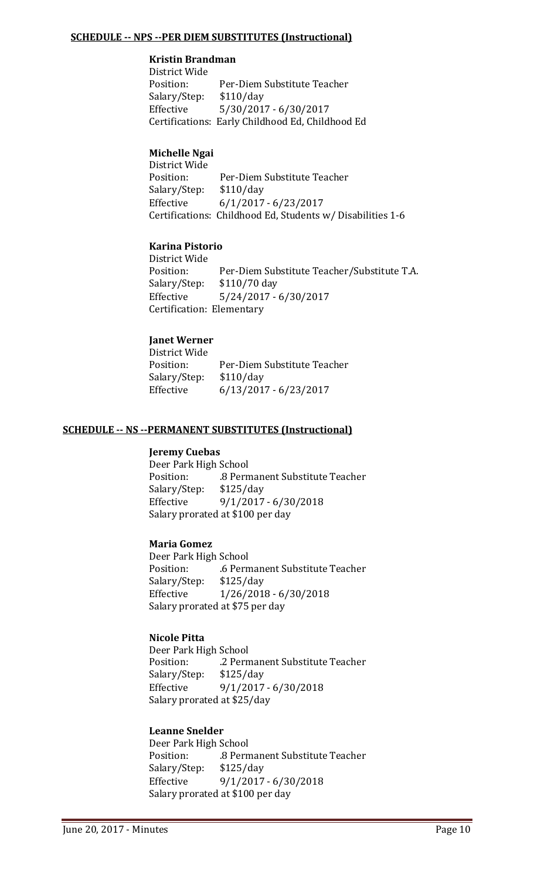**SCHEDULE -- NPS --PER DIEM SUBSTITUTES (Instructional)**

**Kristin Brandman**
District Wide
Position: Per-Diem Substitute Teacher
Salary/Step: $110/day
Effective 5/30/2017 - 6/30/2017
Certifications: Early Childhood Ed, Childhood Ed

**Michelle Ngai**
District Wide
Position: Per-Diem Substitute Teacher
Salary/Step: $110/day
Effective 6/1/2017 - 6/23/2017
Certifications: Childhood Ed, Students w/ Disabilities 1-6

**Karina Pistorio**
District Wide
Position: Per-Diem Substitute Teacher/Substitute T.A.
Salary/Step: $110/70 day
Effective 5/24/2017 - 6/30/2017
Certification: Elementary

**Janet Werner**
District Wide
Position: Per-Diem Substitute Teacher
Salary/Step: $110/day
Effective 6/13/2017 - 6/23/2017

**SCHEDULE -- NS --PERMANENT SUBSTITUTES (Instructional)**

**Jeremy Cuebas**
Deer Park High School
Position: .8 Permanent Substitute Teacher
Salary/Step: $125/day
Effective 9/1/2017 - 6/30/2018
Salary prorated at $100 per day

**Maria Gomez**
Deer Park High School
Position: .6 Permanent Substitute Teacher
Salary/Step: $125/day
Effective 1/26/2018 - 6/30/2018
Salary prorated at $75 per day

**Nicole Pitta**
Deer Park High School
Position: .2 Permanent Substitute Teacher
Salary/Step: $125/day
Effective 9/1/2017 - 6/30/2018
Salary prorated at $25/day

**Leanne Snelder**
Deer Park High School
Position: .8 Permanent Substitute Teacher
Salary/Step: $125/day
Effective 9/1/2017 - 6/30/2018
Salary prorated at $100 per day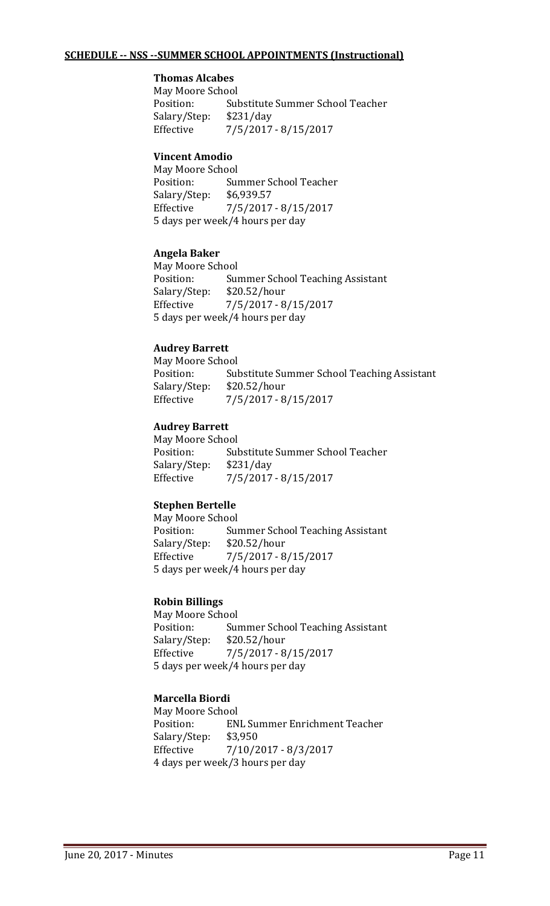## **SCHEDULE -- NSS --SUMMER SCHOOL APPOINTMENTS (Instructional)**

**Thomas Alcabes**
May Moore School
Position: Substitute Summer School Teacher
Salary/Step: $231/day
Effective 7/5/2017 - 8/15/2017

**Vincent Amodio**
May Moore School
Position: Summer School Teacher
Salary/Step: $6,939.57
Effective 7/5/2017 - 8/15/2017
5 days per week/4 hours per day

**Angela Baker**
May Moore School
Position: Summer School Teaching Assistant
Salary/Step: $20.52/hour
Effective 7/5/2017 - 8/15/2017
5 days per week/4 hours per day

**Audrey Barrett**
May Moore School
Position: Substitute Summer School Teaching Assistant
Salary/Step: $20.52/hour
Effective 7/5/2017 - 8/15/2017

**Audrey Barrett**
May Moore School
Position: Substitute Summer School Teacher
Salary/Step: $231/day
Effective 7/5/2017 - 8/15/2017

**Stephen Bertelle**
May Moore School
Position: Summer School Teaching Assistant
Salary/Step: $20.52/hour
Effective 7/5/2017 - 8/15/2017
5 days per week/4 hours per day

**Robin Billings**
May Moore School
Position: Summer School Teaching Assistant
Salary/Step: $20.52/hour
Effective 7/5/2017 - 8/15/2017
5 days per week/4 hours per day

**Marcella Biordi**
May Moore School
Position: ENL Summer Enrichment Teacher
Salary/Step: $3,950
Effective 7/10/2017 - 8/3/2017
4 days per week/3 hours per day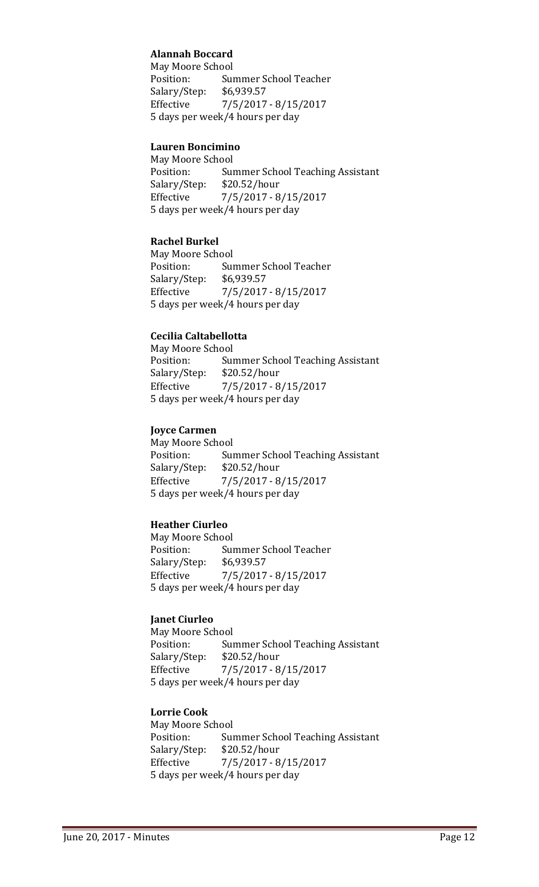**Alannah Boccard**
May Moore School
Position: Summer School Teacher
Salary/Step: $6,939.57
Effective 7/5/2017 - 8/15/2017
5 days per week/4 hours per day

**Lauren Boncimino**
May Moore School
Position: Summer School Teaching Assistant
Salary/Step: $20.52/hour
Effective 7/5/2017 - 8/15/2017
5 days per week/4 hours per day

**Rachel Burkel**
May Moore School
Position: Summer School Teacher
Salary/Step: $6,939.57
Effective 7/5/2017 - 8/15/2017
5 days per week/4 hours per day

**Cecilia Caltabellotta**
May Moore School
Position: Summer School Teaching Assistant
Salary/Step: $20.52/hour
Effective 7/5/2017 - 8/15/2017
5 days per week/4 hours per day

**Joyce Carmen**
May Moore School
Position: Summer School Teaching Assistant
Salary/Step: $20.52/hour
Effective 7/5/2017 - 8/15/2017
5 days per week/4 hours per day

**Heather Ciurleo**
May Moore School
Position: Summer School Teacher
Salary/Step: $6,939.57
Effective 7/5/2017 - 8/15/2017
5 days per week/4 hours per day

**Janet Ciurleo**
May Moore School
Position: Summer School Teaching Assistant
Salary/Step: $20.52/hour
Effective 7/5/2017 - 8/15/2017
5 days per week/4 hours per day

**Lorrie Cook**
May Moore School
Position: Summer School Teaching Assistant
Salary/Step: $20.52/hour
Effective 7/5/2017 - 8/15/2017
5 days per week/4 hours per day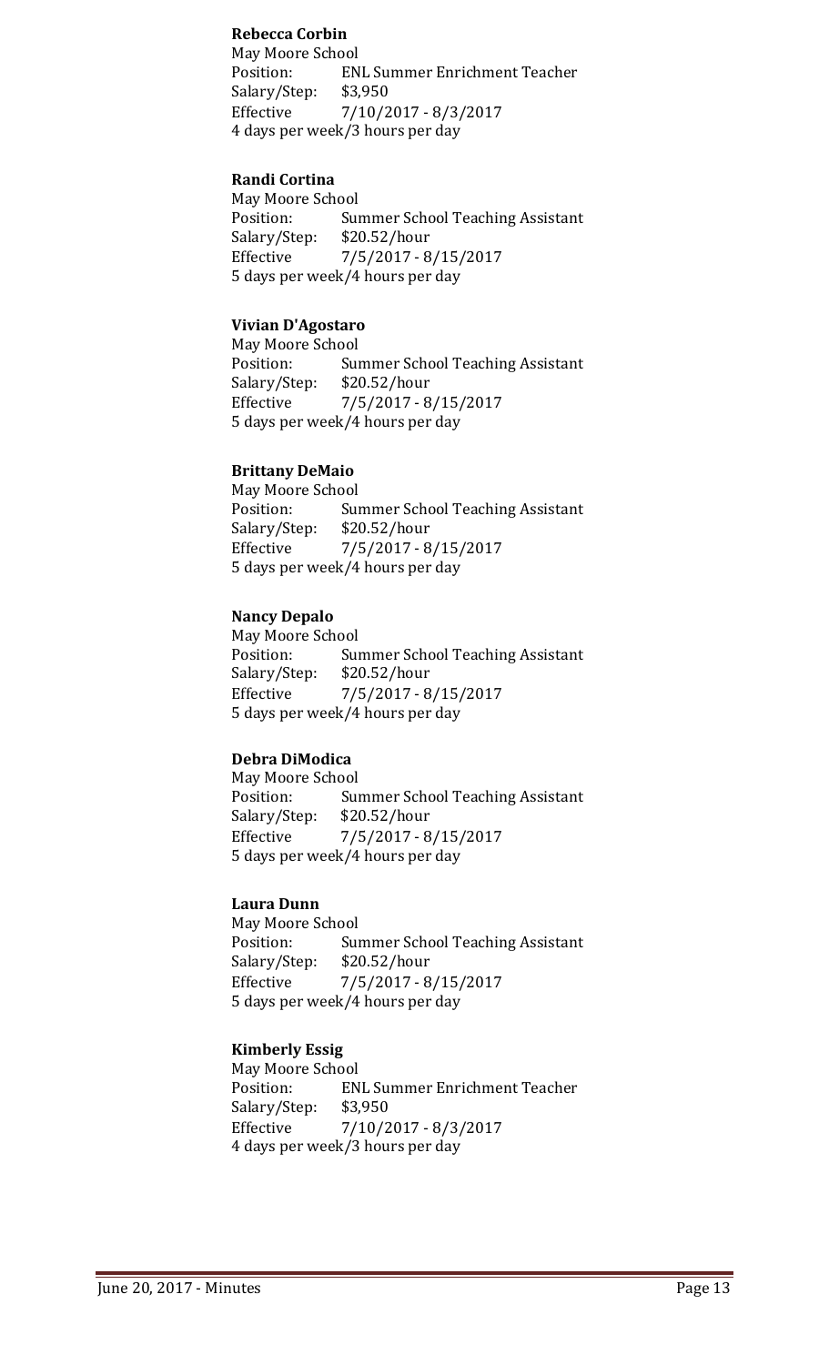**Rebecca Corbin**
May Moore School
Position: ENL Summer Enrichment Teacher
Salary/Step: $3,950
Effective 7/10/2017 - 8/3/2017
4 days per week/3 hours per day

**Randi Cortina**
May Moore School
Position: Summer School Teaching Assistant
Salary/Step: $20.52/hour
Effective 7/5/2017 - 8/15/2017
5 days per week/4 hours per day

**Vivian D'Agostaro**
May Moore School
Position: Summer School Teaching Assistant
Salary/Step: $20.52/hour
Effective 7/5/2017 - 8/15/2017
5 days per week/4 hours per day

**Brittany DeMaio**
May Moore School
Position: Summer School Teaching Assistant
Salary/Step: $20.52/hour
Effective 7/5/2017 - 8/15/2017
5 days per week/4 hours per day

**Nancy Depalo**
May Moore School
Position: Summer School Teaching Assistant
Salary/Step: $20.52/hour
Effective 7/5/2017 - 8/15/2017
5 days per week/4 hours per day

**Debra DiModica**
May Moore School
Position: Summer School Teaching Assistant
Salary/Step: $20.52/hour
Effective 7/5/2017 - 8/15/2017
5 days per week/4 hours per day

**Laura Dunn**
May Moore School
Position: Summer School Teaching Assistant
Salary/Step: $20.52/hour
Effective 7/5/2017 - 8/15/2017
5 days per week/4 hours per day

**Kimberly Essig**
May Moore School
Position: ENL Summer Enrichment Teacher
Salary/Step: $3,950
Effective 7/10/2017 - 8/3/2017
4 days per week/3 hours per day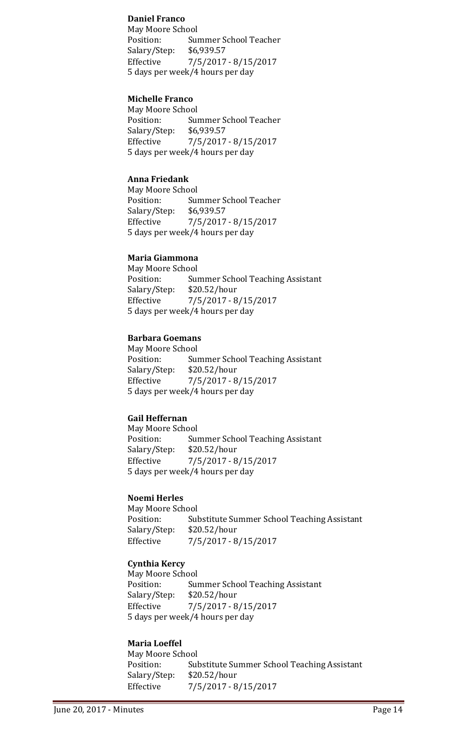**Daniel Franco**

May Moore School
Position: Summer School Teacher
Salary/Step: $6,939.57
Effective 7/5/2017 - 8/15/2017
5 days per week/4 hours per day

**Michelle Franco**

May Moore School
Position: Summer School Teacher
Salary/Step: $6,939.57
Effective 7/5/2017 - 8/15/2017
5 days per week/4 hours per day

**Anna Friedank**

May Moore School
Position: Summer School Teacher
Salary/Step: $6,939.57
Effective 7/5/2017 - 8/15/2017
5 days per week/4 hours per day

**Maria Giammona**

May Moore School
Position: Summer School Teaching Assistant
Salary/Step: $20.52/hour
Effective 7/5/2017 - 8/15/2017
5 days per week/4 hours per day

**Barbara Goemans**

May Moore School
Position: Summer School Teaching Assistant
Salary/Step: $20.52/hour
Effective 7/5/2017 - 8/15/2017
5 days per week/4 hours per day

**Gail Heffernan**

May Moore School
Position: Summer School Teaching Assistant
Salary/Step: $20.52/hour
Effective 7/5/2017 - 8/15/2017
5 days per week/4 hours per day

**Noemi Herles**

May Moore School
Position: Substitute Summer School Teaching Assistant
Salary/Step: $20.52/hour
Effective 7/5/2017 - 8/15/2017

**Cynthia Kercy**

May Moore School
Position: Summer School Teaching Assistant
Salary/Step: $20.52/hour
Effective 7/5/2017 - 8/15/2017
5 days per week/4 hours per day

**Maria Loeffel**

May Moore School
Position: Substitute Summer School Teaching Assistant
Salary/Step: $20.52/hour
Effective 7/5/2017 - 8/15/2017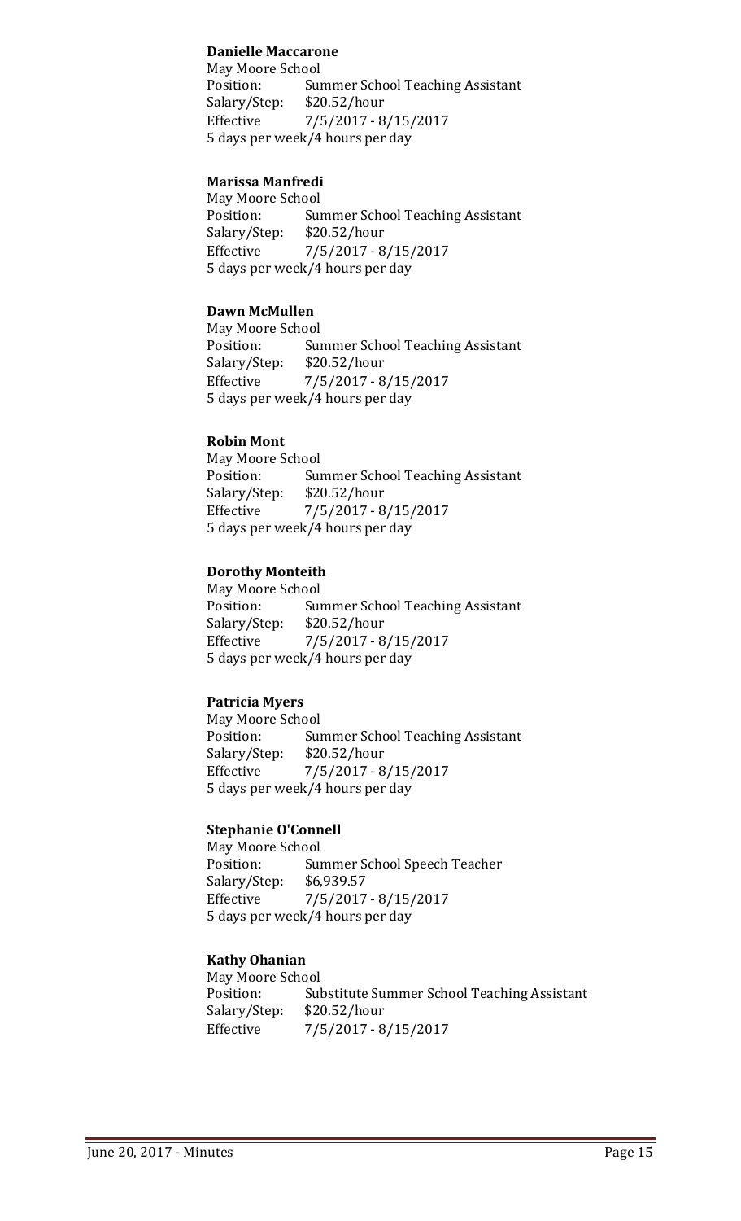**Danielle Maccarone**
May Moore School
Position: Summer School Teaching Assistant
Salary/Step: $20.52/hour
Effective 7/5/2017 - 8/15/2017
5 days per week/4 hours per day

**Marissa Manfredi**
May Moore School
Position: Summer School Teaching Assistant
Salary/Step: $20.52/hour
Effective 7/5/2017 - 8/15/2017
5 days per week/4 hours per day

**Dawn McMullen**
May Moore School
Position: Summer School Teaching Assistant
Salary/Step: $20.52/hour
Effective 7/5/2017 - 8/15/2017
5 days per week/4 hours per day

**Robin Mont**
May Moore School
Position: Summer School Teaching Assistant
Salary/Step: $20.52/hour
Effective 7/5/2017 - 8/15/2017
5 days per week/4 hours per day

**Dorothy Monteith**
May Moore School
Position: Summer School Teaching Assistant
Salary/Step: $20.52/hour
Effective 7/5/2017 - 8/15/2017
5 days per week/4 hours per day

**Patricia Myers**
May Moore School
Position: Summer School Teaching Assistant
Salary/Step: $20.52/hour
Effective 7/5/2017 - 8/15/2017
5 days per week/4 hours per day

**Stephanie O'Connell**
May Moore School
Position: Summer School Speech Teacher
Salary/Step: $6,939.57
Effective 7/5/2017 - 8/15/2017
5 days per week/4 hours per day

**Kathy Ohanian**
May Moore School
Position: Substitute Summer School Teaching Assistant
Salary/Step: $20.52/hour
Effective 7/5/2017 - 8/15/2017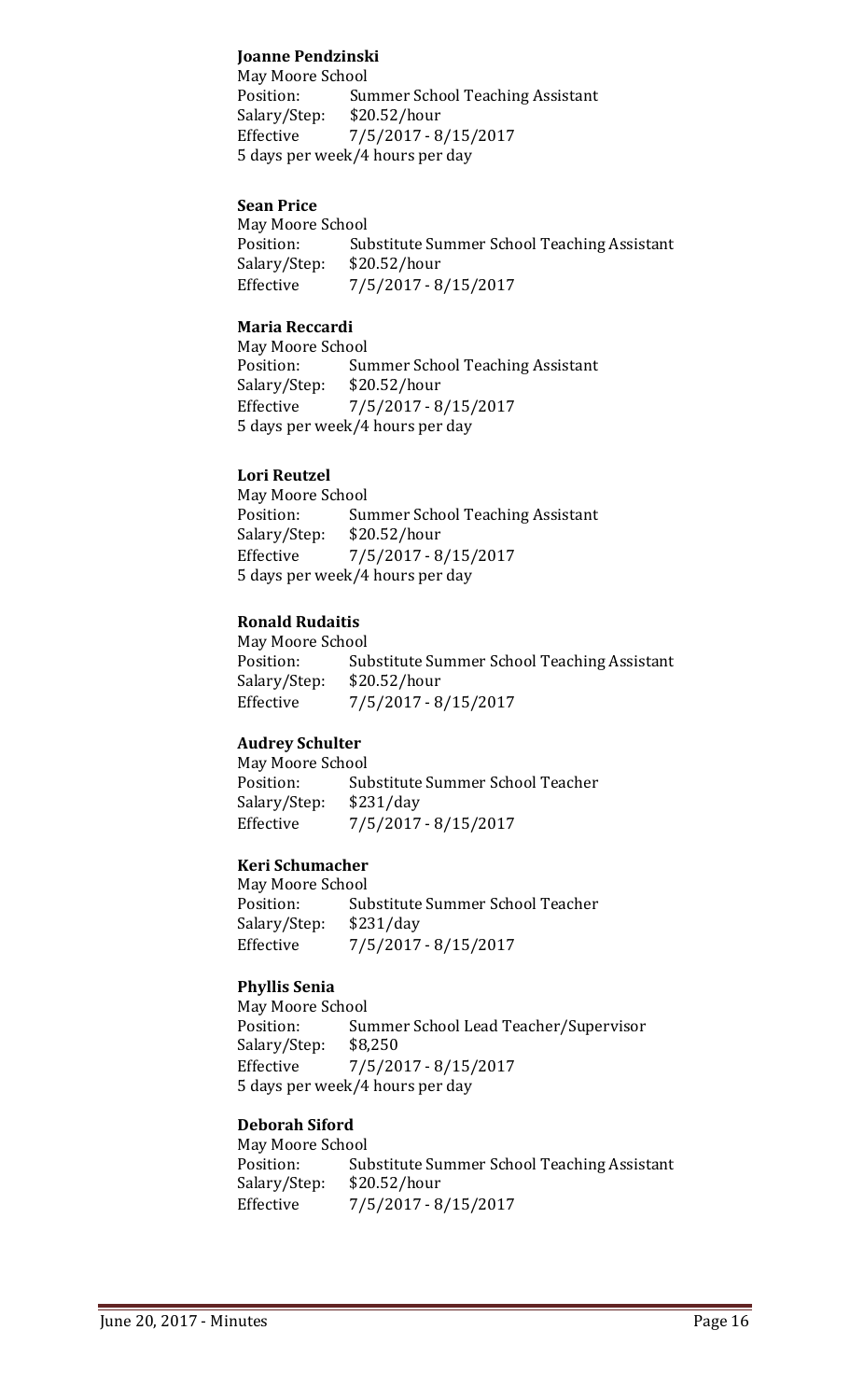**Joanne Pendzinski**
May Moore School
Position: Summer School Teaching Assistant
Salary/Step: $20.52/hour
Effective 7/5/2017 - 8/15/2017
5 days per week/4 hours per day

**Sean Price**
May Moore School
Position: Substitute Summer School Teaching Assistant
Salary/Step: $20.52/hour
Effective 7/5/2017 - 8/15/2017

**Maria Reccardi**
May Moore School
Position: Summer School Teaching Assistant
Salary/Step: $20.52/hour
Effective 7/5/2017 - 8/15/2017
5 days per week/4 hours per day

**Lori Reutzel**
May Moore School
Position: Summer School Teaching Assistant
Salary/Step: $20.52/hour
Effective 7/5/2017 - 8/15/2017
5 days per week/4 hours per day

**Ronald Rudaitis**
May Moore School
Position: Substitute Summer School Teaching Assistant
Salary/Step: $20.52/hour
Effective 7/5/2017 - 8/15/2017

**Audrey Schulter**
May Moore School
Position: Substitute Summer School Teacher
Salary/Step: $231/day
Effective 7/5/2017 - 8/15/2017

**Keri Schumacher**
May Moore School
Position: Substitute Summer School Teacher
Salary/Step: $231/day
Effective 7/5/2017 - 8/15/2017

**Phyllis Senia**
May Moore School
Position: Summer School Lead Teacher/Supervisor
Salary/Step: $8,250
Effective 7/5/2017 - 8/15/2017
5 days per week/4 hours per day

**Deborah Siford**
May Moore School
Position: Substitute Summer School Teaching Assistant
Salary/Step: $20.52/hour
Effective 7/5/2017 - 8/15/2017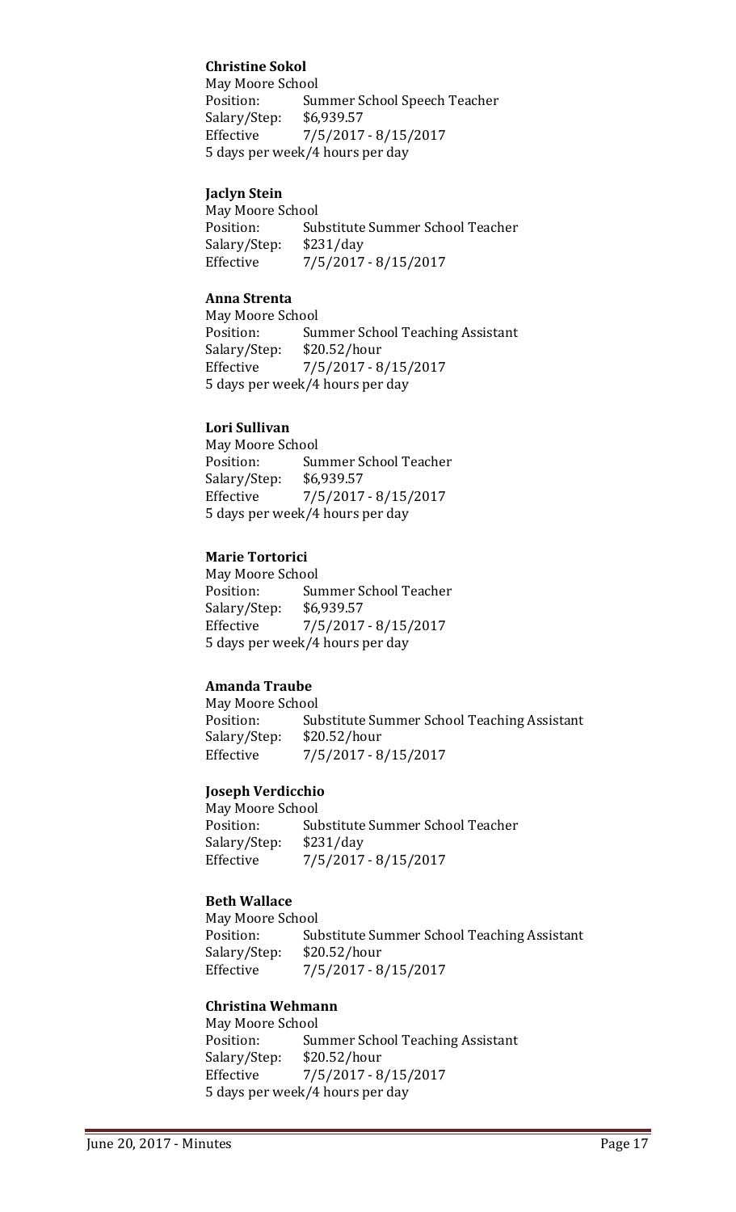**Christine Sokol**
May Moore School
Position: Summer School Speech Teacher
Salary/Step: $6,939.57
Effective 7/5/2017 - 8/15/2017
5 days per week/4 hours per day

**Jaclyn Stein**
May Moore School
Position: Substitute Summer School Teacher
Salary/Step: $231/day
Effective 7/5/2017 - 8/15/2017

**Anna Strenta**
May Moore School
Position: Summer School Teaching Assistant
Salary/Step: $20.52/hour
Effective 7/5/2017 - 8/15/2017
5 days per week/4 hours per day

**Lori Sullivan**
May Moore School
Position: Summer School Teacher
Salary/Step: $6,939.57
Effective 7/5/2017 - 8/15/2017
5 days per week/4 hours per day

**Marie Tortorici**
May Moore School
Position: Summer School Teacher
Salary/Step: $6,939.57
Effective 7/5/2017 - 8/15/2017
5 days per week/4 hours per day

**Amanda Traube**
May Moore School
Position: Substitute Summer School Teaching Assistant
Salary/Step: $20.52/hour
Effective 7/5/2017 - 8/15/2017

**Joseph Verdicchio**
May Moore School
Position: Substitute Summer School Teacher
Salary/Step: $231/day
Effective 7/5/2017 - 8/15/2017

**Beth Wallace**
May Moore School
Position: Substitute Summer School Teaching Assistant
Salary/Step: $20.52/hour
Effective 7/5/2017 - 8/15/2017

**Christina Wehmann**
May Moore School
Position: Summer School Teaching Assistant
Salary/Step: $20.52/hour
Effective 7/5/2017 - 8/15/2017
5 days per week/4 hours per day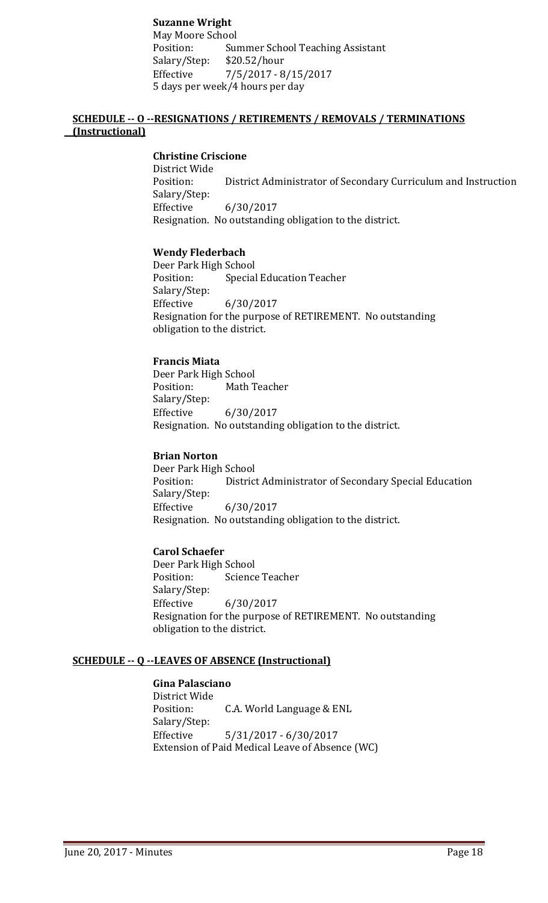**Suzanne Wright**
May Moore School
Position: Summer School Teaching Assistant
Salary/Step: $20.52/hour
Effective 7/5/2017 - 8/15/2017
5 days per week/4 hours per day

## SCHEDULE -- O --RESIGNATIONS / RETIREMENTS / REMOVALS / TERMINATIONS (Instructional)

**Christine Criscione**
District Wide
Position: District Administrator of Secondary Curriculum and Instruction
Salary/Step:
Effective 6/30/2017
Resignation. No outstanding obligation to the district.

**Wendy Flederbach**
Deer Park High School
Position: Special Education Teacher
Salary/Step:
Effective 6/30/2017
Resignation for the purpose of RETIREMENT. No outstanding obligation to the district.

**Francis Miata**
Deer Park High School
Position: Math Teacher
Salary/Step:
Effective 6/30/2017
Resignation. No outstanding obligation to the district.

**Brian Norton**
Deer Park High School
Position: District Administrator of Secondary Special Education
Salary/Step:
Effective 6/30/2017
Resignation. No outstanding obligation to the district.

**Carol Schaefer**
Deer Park High School
Position: Science Teacher
Salary/Step:
Effective 6/30/2017
Resignation for the purpose of RETIREMENT. No outstanding obligation to the district.

## SCHEDULE -- Q --LEAVES OF ABSENCE (Instructional)

**Gina Palasciano**
District Wide
Position: C.A. World Language & ENL
Salary/Step:
Effective 5/31/2017 - 6/30/2017
Extension of Paid Medical Leave of Absence (WC)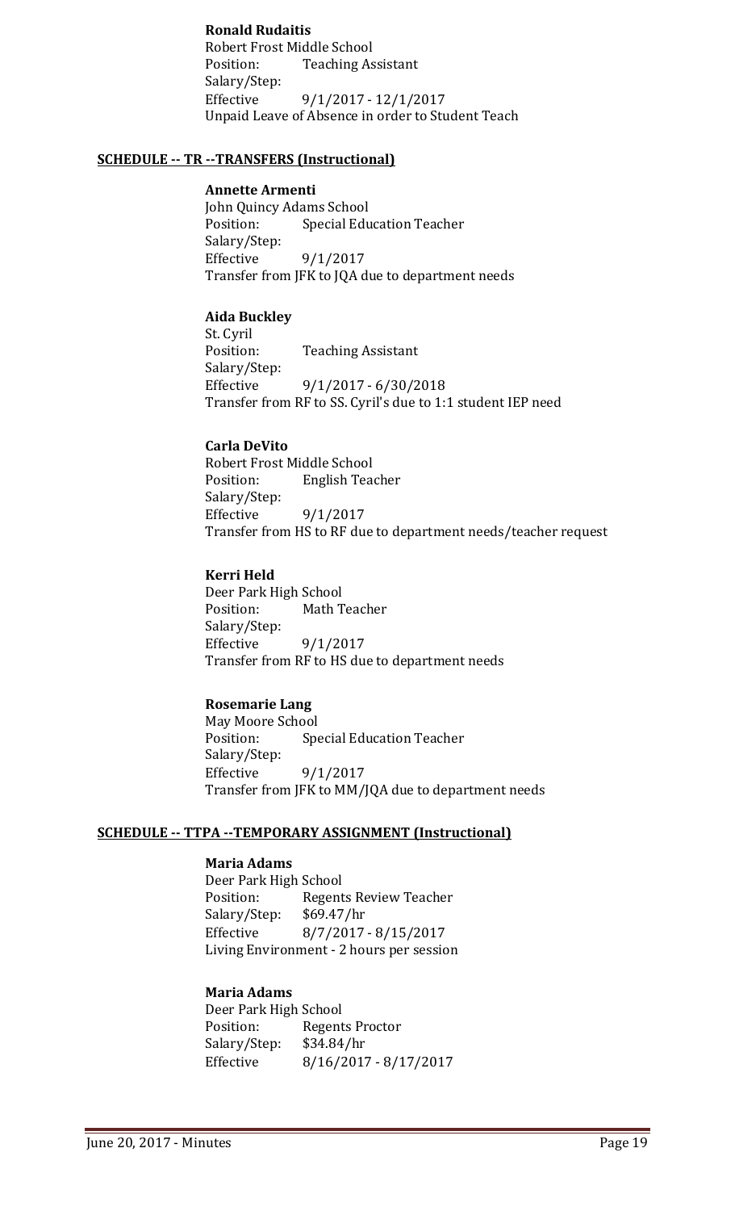**Ronald Rudaitis**
Robert Frost Middle School
Position: Teaching Assistant
Salary/Step:
Effective 9/1/2017 - 12/1/2017
Unpaid Leave of Absence in order to Student Teach

**SCHEDULE -- TR --TRANSFERS (Instructional)**

**Annette Armenti**
John Quincy Adams School
Position: Special Education Teacher
Salary/Step:
Effective 9/1/2017
Transfer from JFK to JQA due to department needs

**Aida Buckley**
St. Cyril
Position: Teaching Assistant
Salary/Step:
Effective 9/1/2017 - 6/30/2018
Transfer from RF to SS. Cyril's due to 1:1 student IEP need

**Carla DeVito**
Robert Frost Middle School
Position: English Teacher
Salary/Step:
Effective 9/1/2017
Transfer from HS to RF due to department needs/teacher request

**Kerri Held**
Deer Park High School
Position: Math Teacher
Salary/Step:
Effective 9/1/2017
Transfer from RF to HS due to department needs

**Rosemarie Lang**
May Moore School
Position: Special Education Teacher
Salary/Step:
Effective 9/1/2017
Transfer from JFK to MM/JQA due to department needs

**SCHEDULE -- TTPA --TEMPORARY ASSIGNMENT (Instructional)**

**Maria Adams**
Deer Park High School
Position: Regents Review Teacher
Salary/Step: $69.47/hr
Effective 8/7/2017 - 8/15/2017
Living Environment - 2 hours per session

**Maria Adams**
Deer Park High School
Position: Regents Proctor
Salary/Step: $34.84/hr
Effective 8/16/2017 - 8/17/2017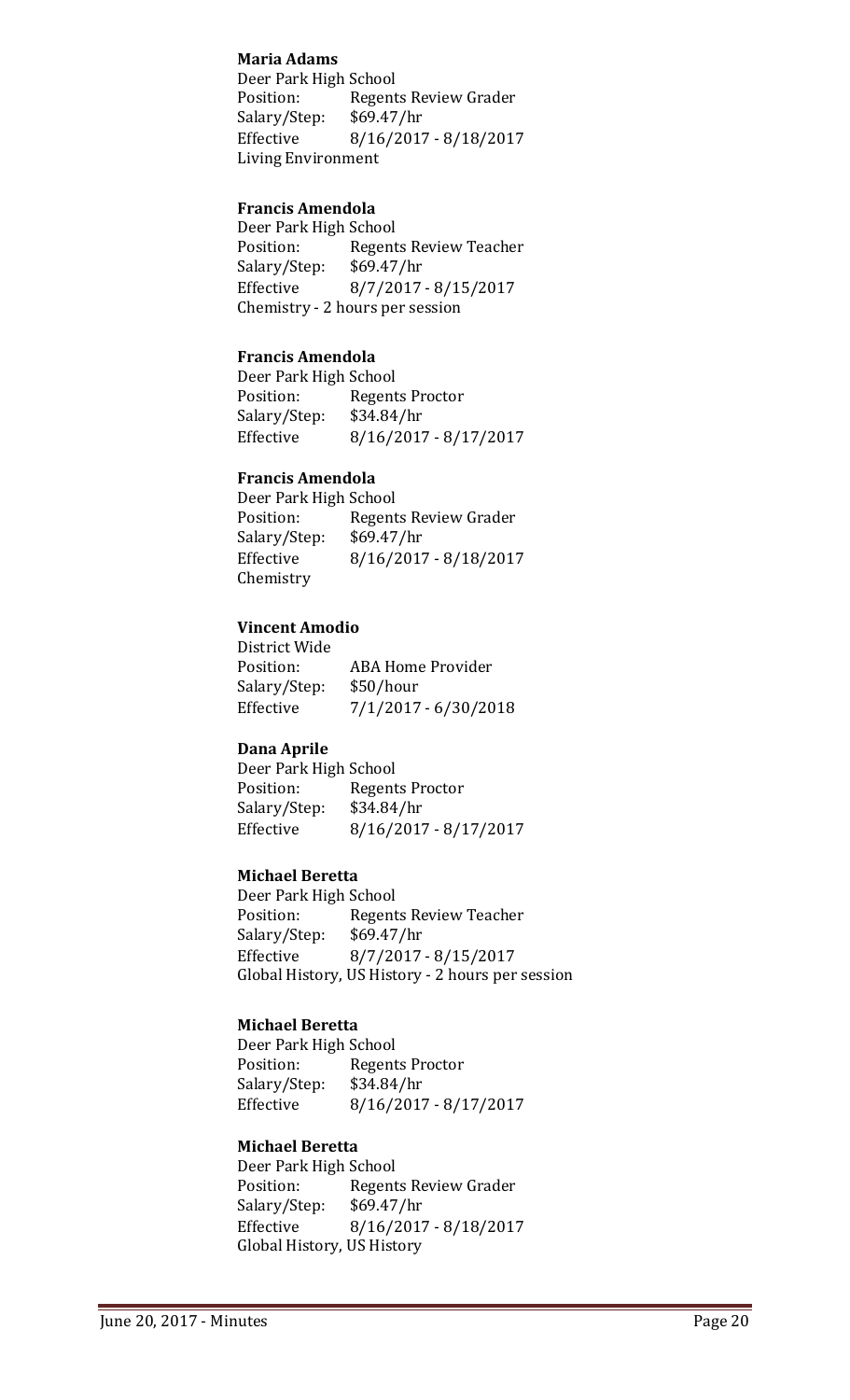**Maria Adams**
Deer Park High School
Position: Regents Review Grader
Salary/Step: $69.47/hr
Effective 8/16/2017 - 8/18/2017
Living Environment

**Francis Amendola**
Deer Park High School
Position: Regents Review Teacher
Salary/Step: $69.47/hr
Effective 8/7/2017 - 8/15/2017
Chemistry - 2 hours per session

**Francis Amendola**
Deer Park High School
Position: Regents Proctor
Salary/Step: $34.84/hr
Effective 8/16/2017 - 8/17/2017

**Francis Amendola**
Deer Park High School
Position: Regents Review Grader
Salary/Step: $69.47/hr
Effective 8/16/2017 - 8/18/2017
Chemistry

**Vincent Amodio**
District Wide
Position: ABA Home Provider
Salary/Step: $50/hour
Effective 7/1/2017 - 6/30/2018

**Dana Aprile**
Deer Park High School
Position: Regents Proctor
Salary/Step: $34.84/hr
Effective 8/16/2017 - 8/17/2017

**Michael Beretta**
Deer Park High School
Position: Regents Review Teacher
Salary/Step: $69.47/hr
Effective 8/7/2017 - 8/15/2017
Global History, US History - 2 hours per session

**Michael Beretta**
Deer Park High School
Position: Regents Proctor
Salary/Step: $34.84/hr
Effective 8/16/2017 - 8/17/2017

**Michael Beretta**
Deer Park High School
Position: Regents Review Grader
Salary/Step: $69.47/hr
Effective 8/16/2017 - 8/18/2017
Global History, US History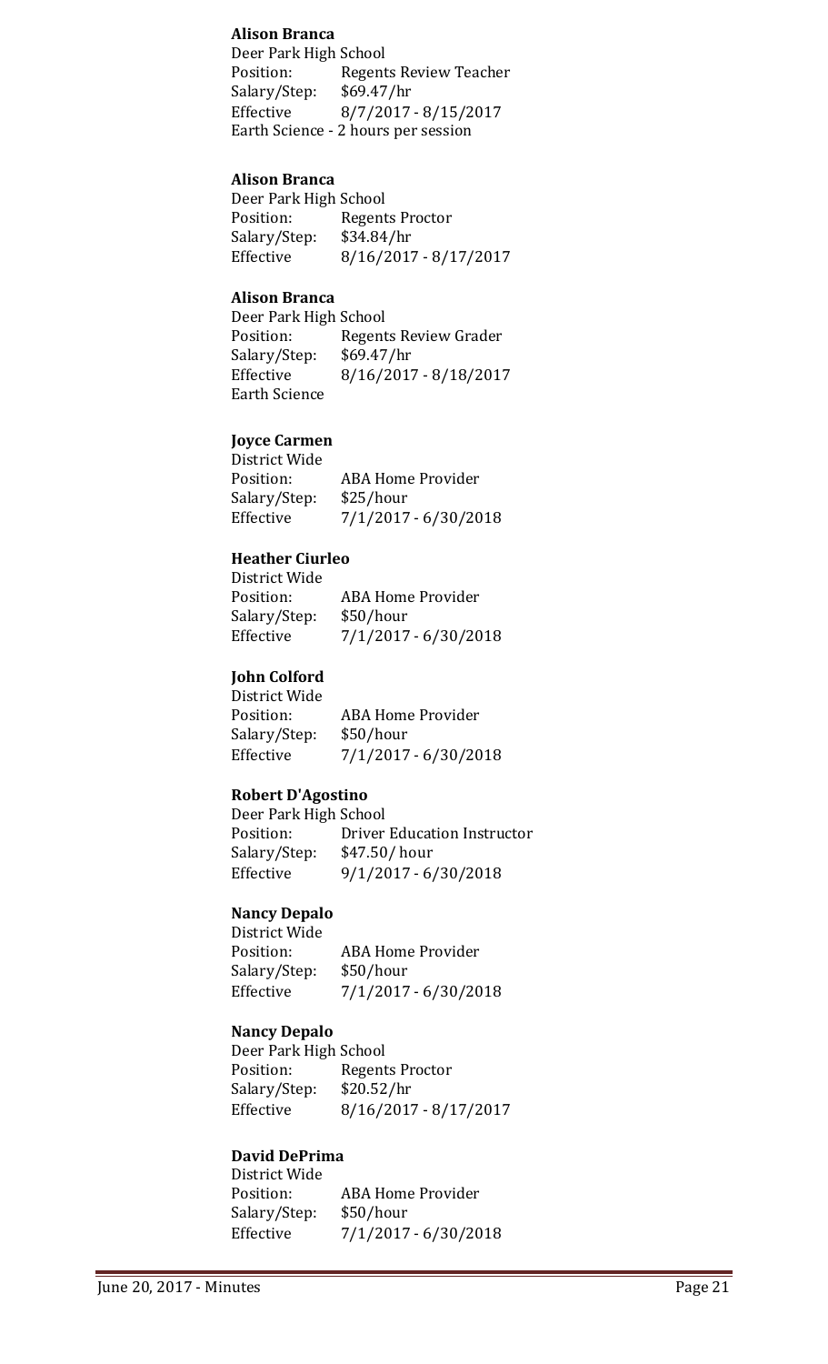**Alison Branca**
Deer Park High School
Position: Regents Review Teacher
Salary/Step: $69.47/hr
Effective 8/7/2017 - 8/15/2017
Earth Science - 2 hours per session

**Alison Branca**
Deer Park High School
Position: Regents Proctor
Salary/Step: $34.84/hr
Effective 8/16/2017 - 8/17/2017

**Alison Branca**
Deer Park High School
Position: Regents Review Grader
Salary/Step: $69.47/hr
Effective 8/16/2017 - 8/18/2017
Earth Science

**Joyce Carmen**
District Wide
Position: ABA Home Provider
Salary/Step: $25/hour
Effective 7/1/2017 - 6/30/2018

**Heather Ciurleo**
District Wide
Position: ABA Home Provider
Salary/Step: $50/hour
Effective 7/1/2017 - 6/30/2018

**John Colford**
District Wide
Position: ABA Home Provider
Salary/Step: $50/hour
Effective 7/1/2017 - 6/30/2018

**Robert D'Agostino**
Deer Park High School
Position: Driver Education Instructor
Salary/Step: $47.50/ hour
Effective 9/1/2017 - 6/30/2018

**Nancy Depalo**
District Wide
Position: ABA Home Provider
Salary/Step: $50/hour
Effective 7/1/2017 - 6/30/2018

**Nancy Depalo**
Deer Park High School
Position: Regents Proctor
Salary/Step: $20.52/hr
Effective 8/16/2017 - 8/17/2017

**David DePrima**
District Wide
Position: ABA Home Provider
Salary/Step: $50/hour
Effective 7/1/2017 - 6/30/2018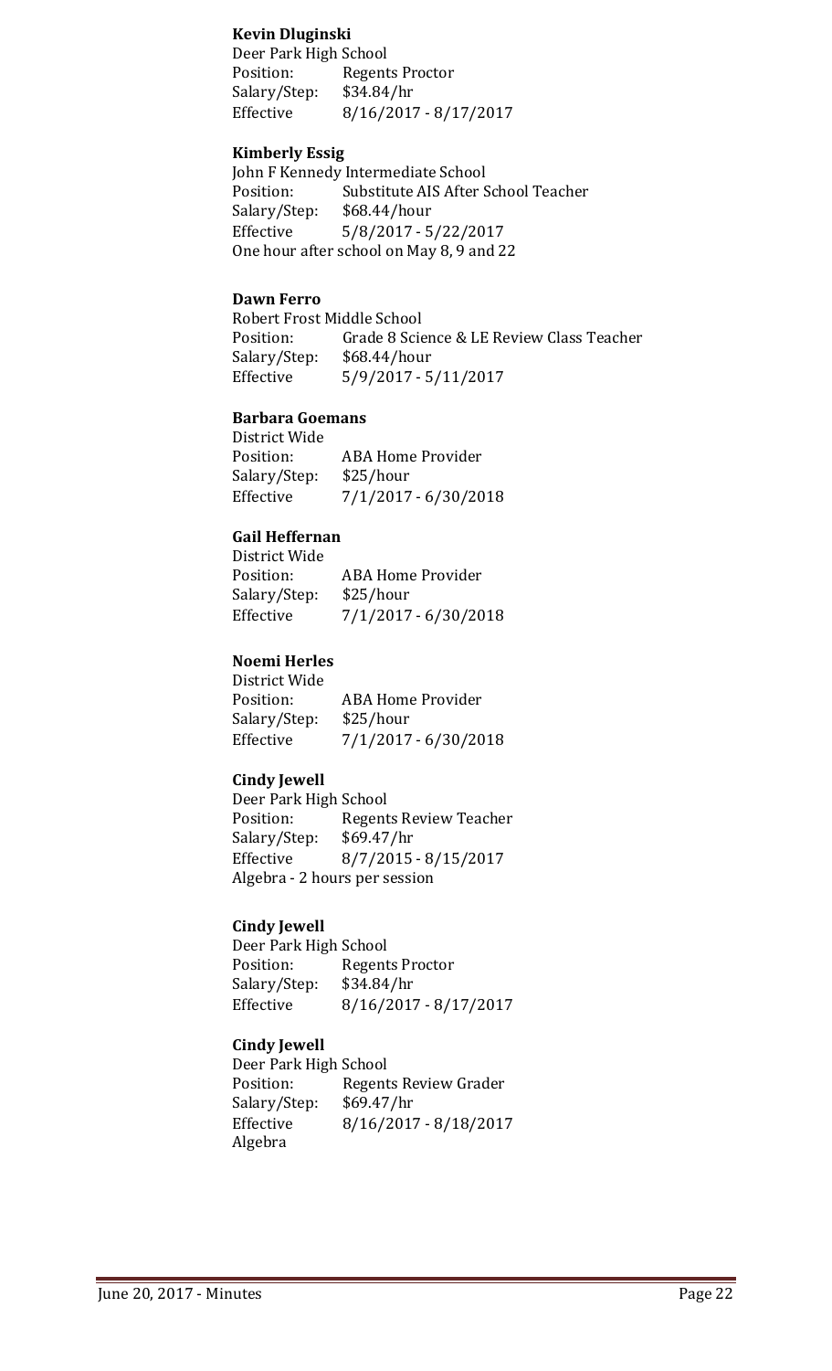**Kevin Dluginski**
Deer Park High School
Position: Regents Proctor
Salary/Step: $34.84/hr
Effective 8/16/2017 - 8/17/2017

**Kimberly Essig**
John F Kennedy Intermediate School
Position: Substitute AIS After School Teacher
Salary/Step: $68.44/hour
Effective 5/8/2017 - 5/22/2017
One hour after school on May 8, 9 and 22

**Dawn Ferro**
Robert Frost Middle School
Position: Grade 8 Science & LE Review Class Teacher
Salary/Step: $68.44/hour
Effective 5/9/2017 - 5/11/2017

**Barbara Goemans**
District Wide
Position: ABA Home Provider
Salary/Step: $25/hour
Effective 7/1/2017 - 6/30/2018

**Gail Heffernan**
District Wide
Position: ABA Home Provider
Salary/Step: $25/hour
Effective 7/1/2017 - 6/30/2018

**Noemi Herles**
District Wide
Position: ABA Home Provider
Salary/Step: $25/hour
Effective 7/1/2017 - 6/30/2018

**Cindy Jewell**
Deer Park High School
Position: Regents Review Teacher
Salary/Step: $69.47/hr
Effective 8/7/2015 - 8/15/2017
Algebra - 2 hours per session

**Cindy Jewell**
Deer Park High School
Position: Regents Proctor
Salary/Step: $34.84/hr
Effective 8/16/2017 - 8/17/2017

**Cindy Jewell**
Deer Park High School
Position: Regents Review Grader
Salary/Step: $69.47/hr
Effective 8/16/2017 - 8/18/2017
Algebra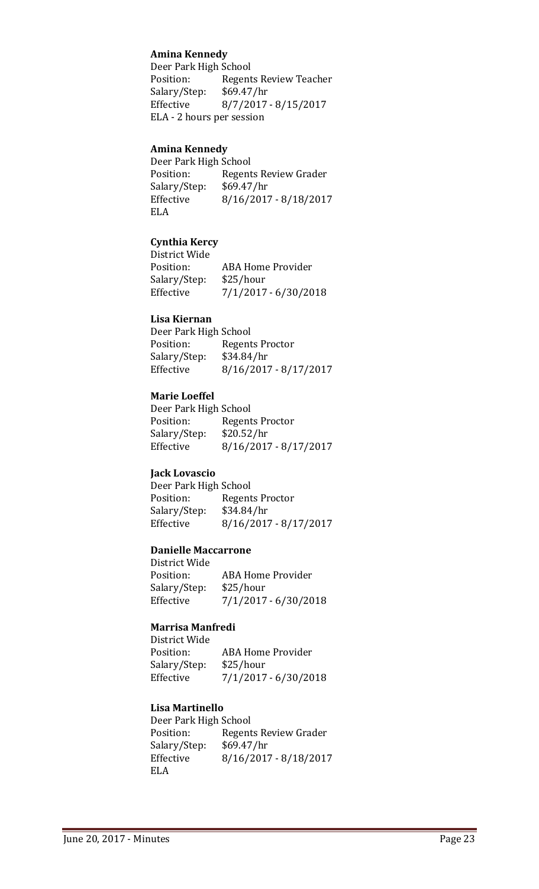**Amina Kennedy**
Deer Park High School
Position: Regents Review Teacher
Salary/Step: $69.47/hr
Effective 8/7/2017 - 8/15/2017
ELA - 2 hours per session

**Amina Kennedy**
Deer Park High School
Position: Regents Review Grader
Salary/Step: $69.47/hr
Effective 8/16/2017 - 8/18/2017
ELA

**Cynthia Kercy**
District Wide
Position: ABA Home Provider
Salary/Step: $25/hour
Effective 7/1/2017 - 6/30/2018

**Lisa Kiernan**
Deer Park High School
Position: Regents Proctor
Salary/Step: $34.84/hr
Effective 8/16/2017 - 8/17/2017

**Marie Loeffel**
Deer Park High School
Position: Regents Proctor
Salary/Step: $20.52/hr
Effective 8/16/2017 - 8/17/2017

**Jack Lovascio**
Deer Park High School
Position: Regents Proctor
Salary/Step: $34.84/hr
Effective 8/16/2017 - 8/17/2017

**Danielle Maccarrone**
District Wide
Position: ABA Home Provider
Salary/Step: $25/hour
Effective 7/1/2017 - 6/30/2018

**Marrisa Manfredi**
District Wide
Position: ABA Home Provider
Salary/Step: $25/hour
Effective 7/1/2017 - 6/30/2018

**Lisa Martinello**
Deer Park High School
Position: Regents Review Grader
Salary/Step: $69.47/hr
Effective 8/16/2017 - 8/18/2017
ELA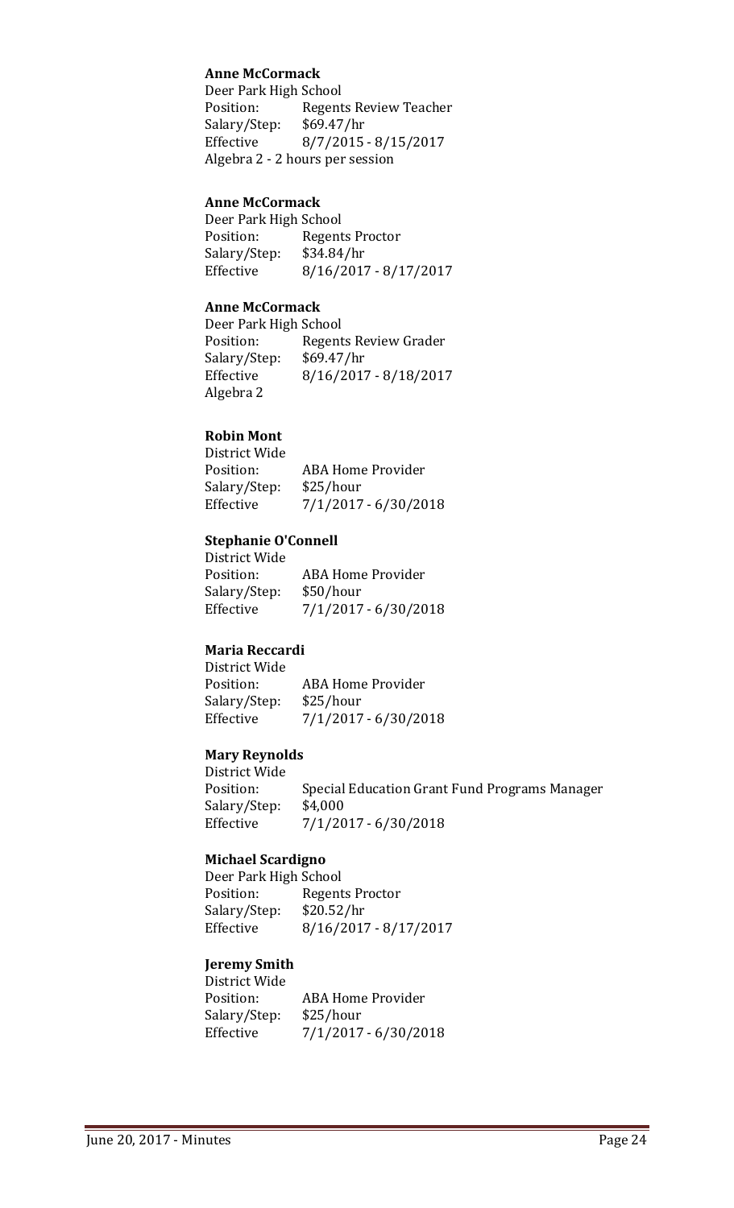**Anne McCormack**
Deer Park High School
Position: Regents Review Teacher
Salary/Step: $69.47/hr
Effective 8/7/2015 - 8/15/2017
Algebra 2 - 2 hours per session

**Anne McCormack**
Deer Park High School
Position: Regents Proctor
Salary/Step: $34.84/hr
Effective 8/16/2017 - 8/17/2017

**Anne McCormack**
Deer Park High School
Position: Regents Review Grader
Salary/Step: $69.47/hr
Effective 8/16/2017 - 8/18/2017
Algebra 2

**Robin Mont**
District Wide
Position: ABA Home Provider
Salary/Step: $25/hour
Effective 7/1/2017 - 6/30/2018

**Stephanie O'Connell**
District Wide
Position: ABA Home Provider
Salary/Step: $50/hour
Effective 7/1/2017 - 6/30/2018

**Maria Reccardi**
District Wide
Position: ABA Home Provider
Salary/Step: $25/hour
Effective 7/1/2017 - 6/30/2018

**Mary Reynolds**
District Wide
Position: Special Education Grant Fund Programs Manager
Salary/Step: $4,000
Effective 7/1/2017 - 6/30/2018

**Michael Scardigno**
Deer Park High School
Position: Regents Proctor
Salary/Step: $20.52/hr
Effective 8/16/2017 - 8/17/2017

**Jeremy Smith**
District Wide
Position: ABA Home Provider
Salary/Step: $25/hour
Effective 7/1/2017 - 6/30/2018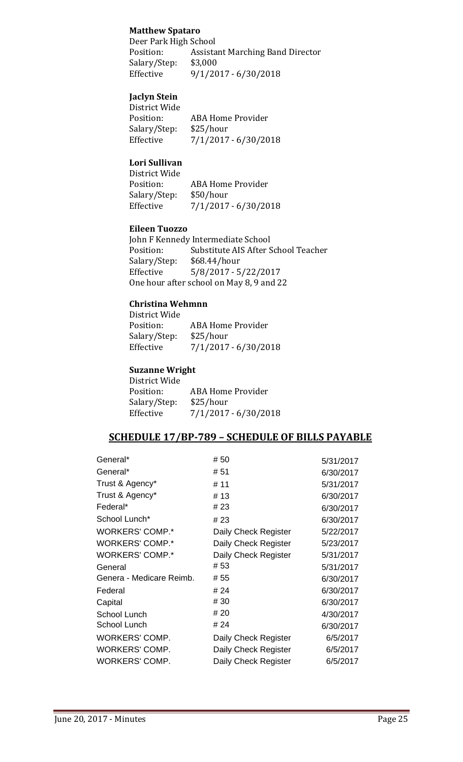**Matthew Spataro**
Deer Park High School
Position: Assistant Marching Band Director
Salary/Step: $3,000
Effective 9/1/2017 - 6/30/2018

**Jaclyn Stein**
District Wide
Position: ABA Home Provider
Salary/Step: $25/hour
Effective 7/1/2017 - 6/30/2018

**Lori Sullivan**
District Wide
Position: ABA Home Provider
Salary/Step: $50/hour
Effective 7/1/2017 - 6/30/2018

**Eileen Tuozzo**
John F Kennedy Intermediate School
Position: Substitute AIS After School Teacher
Salary/Step: $68.44/hour
Effective 5/8/2017 - 5/22/2017
One hour after school on May 8, 9 and 22

**Christina Wehmnn**
District Wide
Position: ABA Home Provider
Salary/Step: $25/hour
Effective 7/1/2017 - 6/30/2018

**Suzanne Wright**
District Wide
Position: ABA Home Provider
Salary/Step: $25/hour
Effective 7/1/2017 - 6/30/2018

## SCHEDULE 17/BP-789 – SCHEDULE OF BILLS PAYABLE

| | | |
|---|---|---|
| General* | # 50 | 5/31/2017 |
| General* | # 51 | 6/30/2017 |
| Trust & Agency* | # 11 | 5/31/2017 |
| Trust & Agency* | # 13 | 6/30/2017 |
| Federal* | # 23 | 6/30/2017 |
| School Lunch* | # 23 | 6/30/2017 |
| WORKERS' COMP.* | Daily Check Register | 5/22/2017 |
| WORKERS' COMP.* | Daily Check Register | 5/23/2017 |
| WORKERS' COMP.* | Daily Check Register | 5/31/2017 |
| General | # 53 | 5/31/2017 |
| Genera - Medicare Reimb. | # 55 | 6/30/2017 |
| Federal | # 24 | 6/30/2017 |
| Capital | # 30 | 6/30/2017 |
| School Lunch | # 20 | 4/30/2017 |
| School Lunch | # 24 | 6/30/2017 |
| WORKERS' COMP. | Daily Check Register | 6/5/2017 |
| WORKERS' COMP. | Daily Check Register | 6/5/2017 |
| WORKERS' COMP. | Daily Check Register | 6/5/2017 |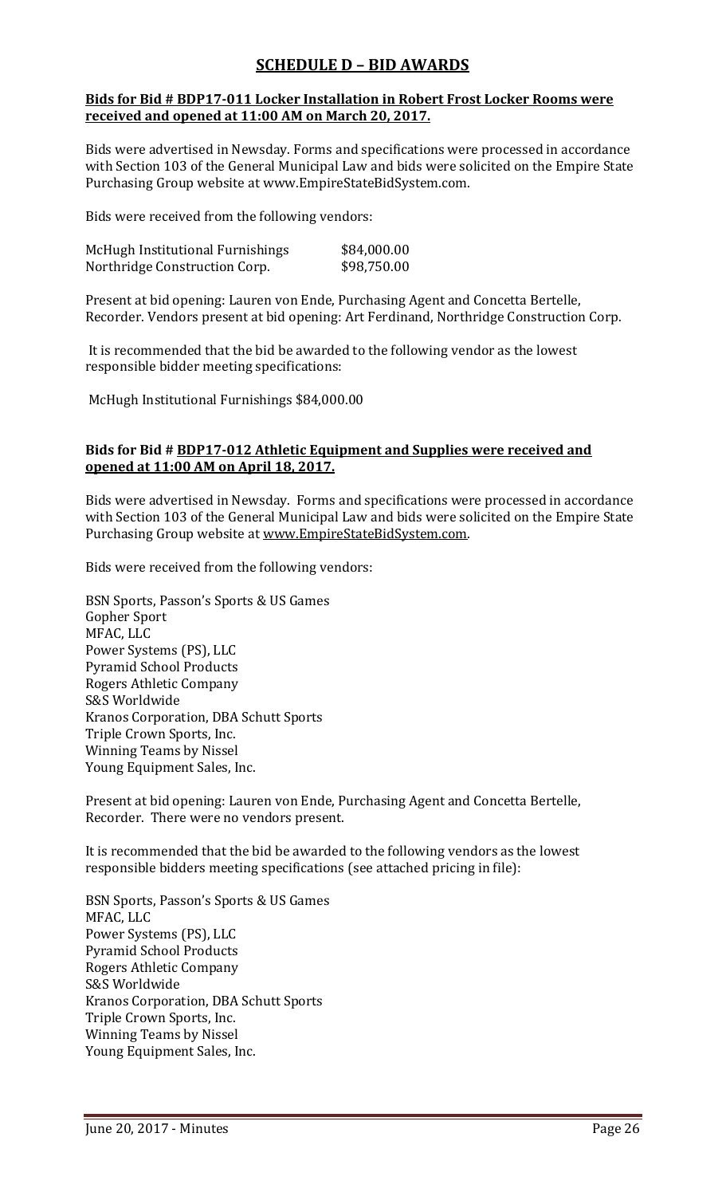## SCHEDULE D – BID AWARDS

**Bids for Bid # BDP17-011 Locker Installation in Robert Frost Locker Rooms were received and opened at 11:00 AM on March 20, 2017.**

Bids were advertised in Newsday. Forms and specifications were processed in accordance with Section 103 of the General Municipal Law and bids were solicited on the Empire State Purchasing Group website at www.EmpireStateBidSystem.com.

Bids were received from the following vendors:

| | |
|---|---|
| McHugh Institutional Furnishings | $84,000.00 |
| Northridge Construction Corp. | $98,750.00 |

Present at bid opening: Lauren von Ende, Purchasing Agent and Concetta Bertelle, Recorder. Vendors present at bid opening: Art Ferdinand, Northridge Construction Corp.

It is recommended that the bid be awarded to the following vendor as the lowest responsible bidder meeting specifications:

McHugh Institutional Furnishings $84,000.00

**Bids for Bid # BDP17-012 Athletic Equipment and Supplies were received and opened at 11:00 AM on April 18, 2017.**

Bids were advertised in Newsday. Forms and specifications were processed in accordance with Section 103 of the General Municipal Law and bids were solicited on the Empire State Purchasing Group website at www.EmpireStateBidSystem.com.

Bids were received from the following vendors:

BSN Sports, Passon's Sports & US Games
Gopher Sport
MFAC, LLC
Power Systems (PS), LLC
Pyramid School Products
Rogers Athletic Company
S&S Worldwide
Kranos Corporation, DBA Schutt Sports
Triple Crown Sports, Inc.
Winning Teams by Nissel
Young Equipment Sales, Inc.

Present at bid opening: Lauren von Ende, Purchasing Agent and Concetta Bertelle, Recorder. There were no vendors present.

It is recommended that the bid be awarded to the following vendors as the lowest responsible bidders meeting specifications (see attached pricing in file):

BSN Sports, Passon's Sports & US Games
MFAC, LLC
Power Systems (PS), LLC
Pyramid School Products
Rogers Athletic Company
S&S Worldwide
Kranos Corporation, DBA Schutt Sports
Triple Crown Sports, Inc.
Winning Teams by Nissel
Young Equipment Sales, Inc.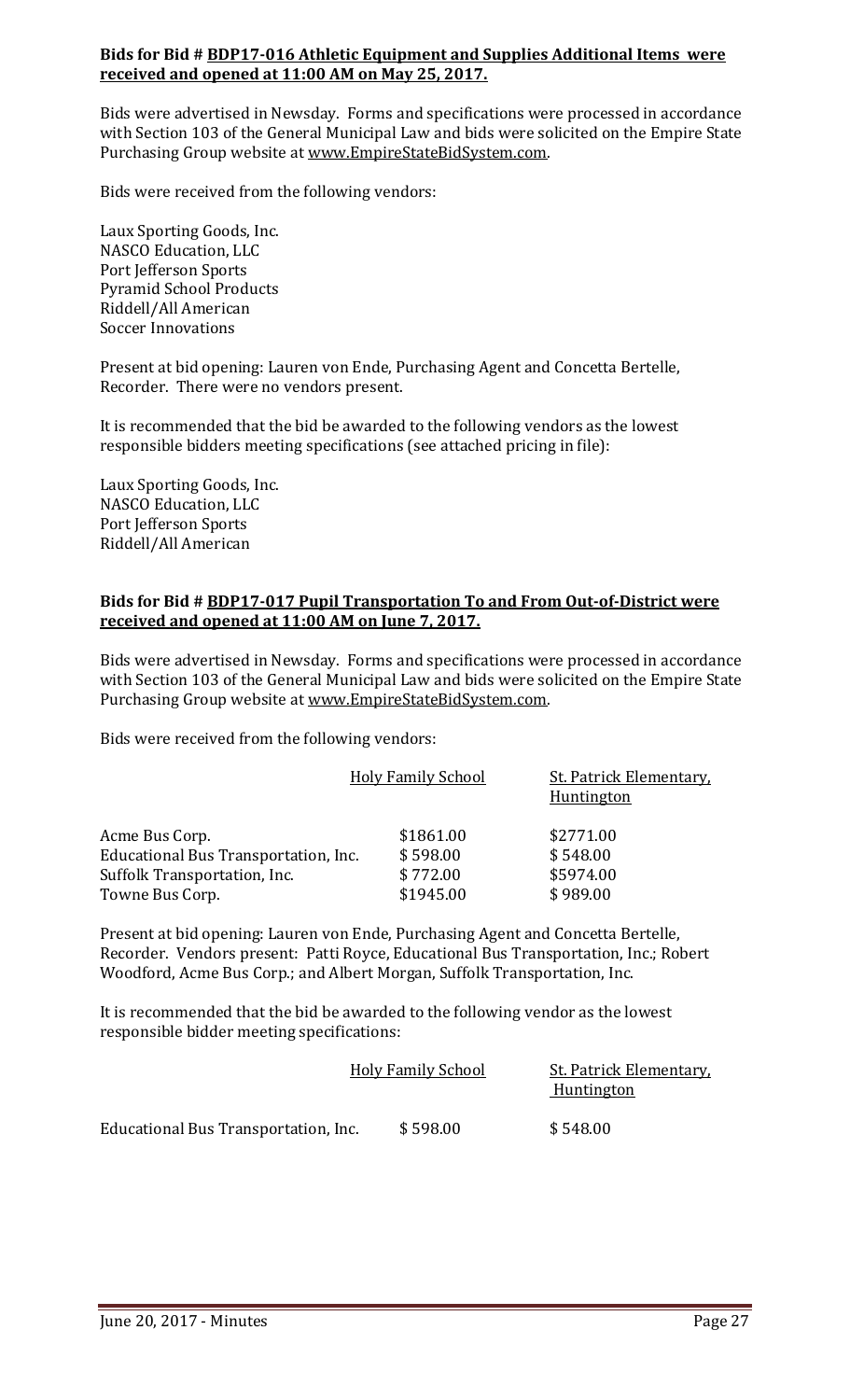**Bids for Bid # <u>BDP17-016 Athletic Equipment and Supplies Additional Items were received and opened at 11:00 AM on May 25, 2017.</u>**

Bids were advertised in Newsday. Forms and specifications were processed in accordance with Section 103 of the General Municipal Law and bids were solicited on the Empire State Purchasing Group website at www.EmpireStateBidSystem.com.

Bids were received from the following vendors:

Laux Sporting Goods, Inc.
NASCO Education, LLC
Port Jefferson Sports
Pyramid School Products
Riddell/All American
Soccer Innovations

Present at bid opening: Lauren von Ende, Purchasing Agent and Concetta Bertelle, Recorder. There were no vendors present.

It is recommended that the bid be awarded to the following vendors as the lowest responsible bidders meeting specifications (see attached pricing in file):

Laux Sporting Goods, Inc.
NASCO Education, LLC
Port Jefferson Sports
Riddell/All American

**Bids for Bid # <u>BDP17-017 Pupil Transportation To and From Out-of-District were received and opened at 11:00 AM on June 7, 2017.</u>**

Bids were advertised in Newsday. Forms and specifications were processed in accordance with Section 103 of the General Municipal Law and bids were solicited on the Empire State Purchasing Group website at www.EmpireStateBidSystem.com.

Bids were received from the following vendors:

| | Holy Family School | St. Patrick Elementary, Huntington |
|---|---|---|
| Acme Bus Corp. | $1861.00 | $2771.00 |
| Educational Bus Transportation, Inc. | $ 598.00 | $ 548.00 |
| Suffolk Transportation, Inc. | $ 772.00 | $5974.00 |
| Towne Bus Corp. | $1945.00 | $ 989.00 |

Present at bid opening: Lauren von Ende, Purchasing Agent and Concetta Bertelle, Recorder. Vendors present: Patti Royce, Educational Bus Transportation, Inc.; Robert Woodford, Acme Bus Corp.; and Albert Morgan, Suffolk Transportation, Inc.

It is recommended that the bid be awarded to the following vendor as the lowest responsible bidder meeting specifications:

| | Holy Family School | St. Patrick Elementary, Huntington |
|---|---|---|
| Educational Bus Transportation, Inc. | $ 598.00 | $ 548.00 |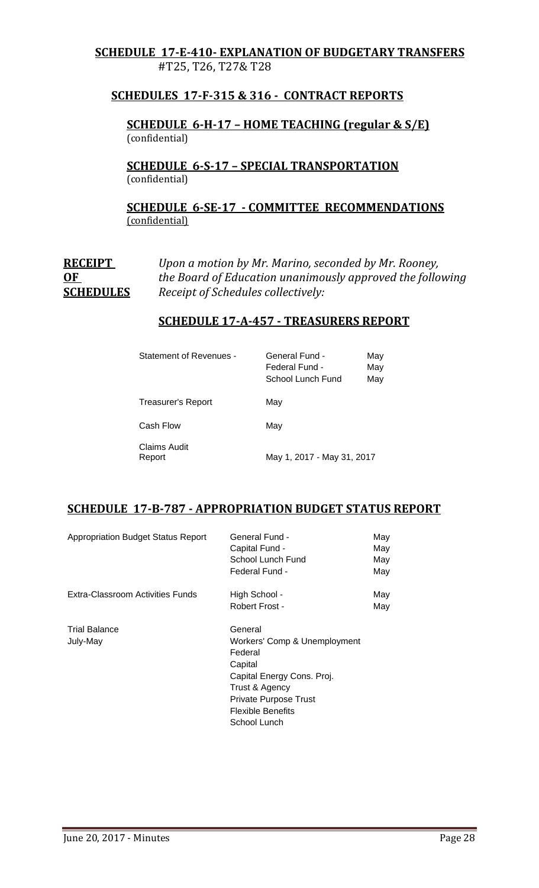**SCHEDULE 17-E-410- EXPLANATION OF BUDGETARY TRANSFERS**
#T25, T26, T27& T28

**SCHEDULES 17-F-315 & 316 - CONTRACT REPORTS**

**SCHEDULE 6-H-17 – HOME TEACHING (regular & S/E)**
(confidential)

**SCHEDULE 6-S-17 – SPECIAL TRANSPORTATION**
(confidential)

**SCHEDULE 6-SE-17 - COMMITTEE RECOMMENDATIONS**
(confidential)

**RECEIPT OF SCHEDULES** *Upon a motion by Mr. Marino, seconded by Mr. Rooney, the Board of Education unanimously approved the following Receipt of Schedules collectively:*

**SCHEDULE 17-A-457 - TREASURERS REPORT**

| | | |
|---|---|---|
| Statement of Revenues - | General Fund - | May |
| | Federal Fund - | May |
| | School Lunch Fund | May |
| Treasurer's Report | May | |
| Cash Flow | May | |
| Claims Audit Report | May 1, 2017 - May 31, 2017 | |

**SCHEDULE 17-B-787 - APPROPRIATION BUDGET STATUS REPORT**

| | | |
|---|---|---|
| Appropriation Budget Status Report | General Fund - | May |
| | Capital Fund - | May |
| | School Lunch Fund | May |
| | Federal Fund - | May |
| Extra-Classroom Activities Funds | High School - | May |
| | Robert Frost - | May |
| Trial Balance | General | |
| July-May | Workers' Comp & Unemployment | |
| | Federal | |
| | Capital | |
| | Capital Energy Cons. Proj. | |
| | Trust & Agency | |
| | Private Purpose Trust | |
| | Flexible Benefits | |
| | School Lunch | |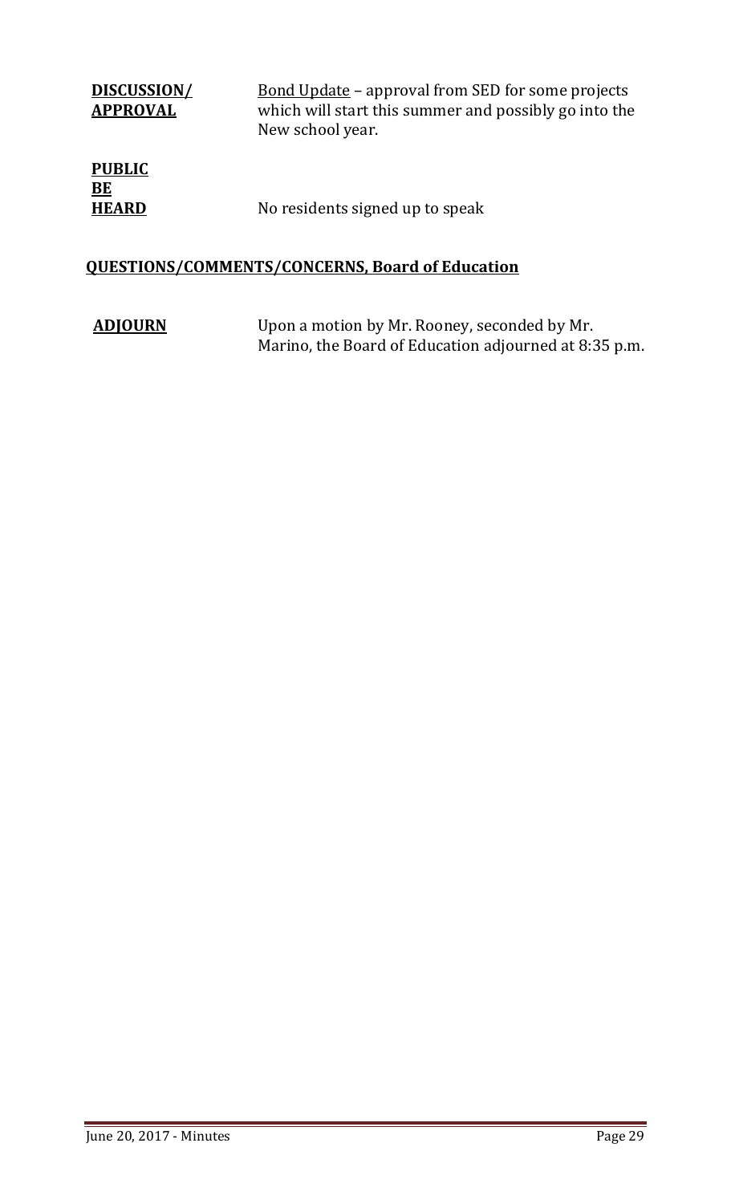**DISCUSSION/ APPROVAL** <u>Bond Update</u> – approval from SED for some projects which will start this summer and possibly go into the New school year.

**PUBLIC BE HEARD** No residents signed up to speak

**QUESTIONS/COMMENTS/CONCERNS, Board of Education**

**ADJOURN** Upon a motion by Mr. Rooney, seconded by Mr. Marino, the Board of Education adjourned at 8:35 p.m.